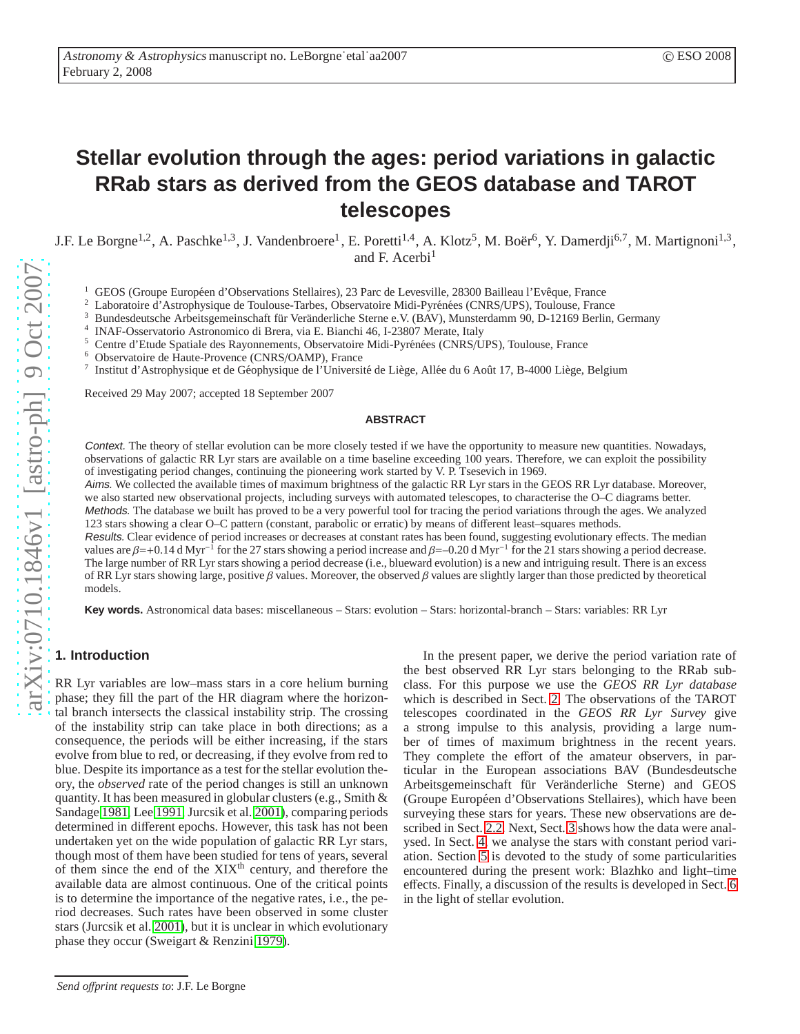# Stellar evolution through the ages: period variations in galactic RRab stars as derived from the GEOS database and TAROT telescopes

J.F. Le Borgne[1,2], A. Paschke[1,3], J. Vandenbroere[1], E. Poretti[1,4], A. Klotz[5], M. Boër[6], Y. Damerdji[6,7], M. Martignoni[1,3], and F. Acerbi[1]

[1] GEOS (Groupe Européen d'Observations Stellaires), 23 Parc de Levesville, 28300 Bailleau l'Evêque, France
[2] Laboratoire d'Astrophysique de Toulouse-Tarbes, Observatoire Midi-Pyrénées (CNRS/UPS), Toulouse, France
[3] Bundesdeutsche Arbeitsgemeinschaft für Veränderliche Sterne e.V. (BAV), Munsterdamm 90, D-12169 Berlin, Germany
[4] INAF-Osservatorio Astronomico di Brera, via E. Bianchi 46, I-23807 Merate, Italy
[5] Centre d'Etude Spatiale des Rayonnements, Observatoire Midi-Pyrénées (CNRS/UPS), Toulouse, France
[6] Observatoire de Haute-Provence (CNRS/OAMP), France
[7] Institut d'Astrophysique et de Géophysique de l'Université de Liège, Allée du 6 Août 17, B-4000 Liège, Belgium

Received 29 May 2007; accepted 18 September 2007

## ABSTRACT

*Context.* The theory of stellar evolution can be more closely tested if we have the opportunity to measure new quantities. Nowadays, observations of galactic RR Lyr stars are available on a time baseline exceeding 100 years. Therefore, we can exploit the possibility of investigating period changes, continuing the pioneering work started by V. P. Tsesevich in 1969.

*Aims.* We collected the available times of maximum brightness of the galactic RR Lyr stars in the GEOS RR Lyr database. Moreover, we also started new observational projects, including surveys with automated telescopes, to characterise the O–C diagrams better.

*Methods.* The database we built has proved to be a very powerful tool for tracing the period variations through the ages. We analyzed 123 stars showing a clear O–C pattern (constant, parabolic or erratic) by means of different least–squares methods.

*Results.* Clear evidence of period increases or decreases at constant rates has been found, suggesting evolutionary effects. The median values are $\beta$=+0.14 d Myr$^{-1}$ for the 27 stars showing a period increase and $\beta$=–0.20 d Myr$^{-1}$ for the 21 stars showing a period decrease. The large number of RR Lyr stars showing a period decrease (i.e., blueward evolution) is a new and intriguing result. There is an excess of RR Lyr stars showing large, positive $\beta$ values. Moreover, the observed $\beta$ values are slightly larger than those predicted by theoretical models.

**Key words.** Astronomical data bases: miscellaneous – Stars: evolution – Stars: horizontal-branch – Stars: variables: RR Lyr

## 1. Introduction

RR Lyr variables are low–mass stars in a core helium burning phase; they fill the part of the HR diagram where the horizontal branch intersects the classical instability strip. The crossing of the instability strip can take place in both directions; as a consequence, the periods will be either increasing, if the stars evolve from blue to red, or decreasing, if they evolve from red to blue. Despite its importance as a test for the stellar evolution theory, the *observed* rate of the period changes is still an unknown quantity. It has been measured in globular clusters (e.g., Smith & Sandage 1981, Lee 1991, Jurcsik et al. 2001), comparing periods determined in different epochs. However, this task has not been undertaken yet on the wide population of galactic RR Lyr stars, though most of them have been studied for tens of years, several of them since the end of the XIX$^{\text{th}}$ century, and therefore the available data are almost continuous. One of the critical points is to determine the importance of the negative rates, i.e., the period decreases. Such rates have been observed in some cluster stars (Jurcsik et al. 2001), but it is unclear in which evolutionary phase they occur (Sweigart & Renzini 1979).

In the present paper, we derive the period variation rate of the best observed RR Lyr stars belonging to the RRab subclass. For this purpose we use the *GEOS RR Lyr database* which is described in Sect. 2. The observations of the TAROT telescopes coordinated in the *GEOS RR Lyr Survey* give a strong impulse to this analysis, providing a large number of times of maximum brightness in the recent years. They complete the effort of the amateur observers, in particular in the European associations BAV (Bundesdeutsche Arbeitsgemeinschaft für Veränderliche Sterne) and GEOS (Groupe Européen d'Observations Stellaires), which have been surveying these stars for years. These new observations are described in Sect. 2.2. Next, Sect. 3 shows how the data were analysed. In Sect. 4, we analyse the stars with constant period variation. Section 5 is devoted to the study of some particularities encountered during the present work: Blazhko and light–time effects. Finally, a discussion of the results is developed in Sect. 6 in the light of stellar evolution.

*Send offprint requests to*: J.F. Le Borgne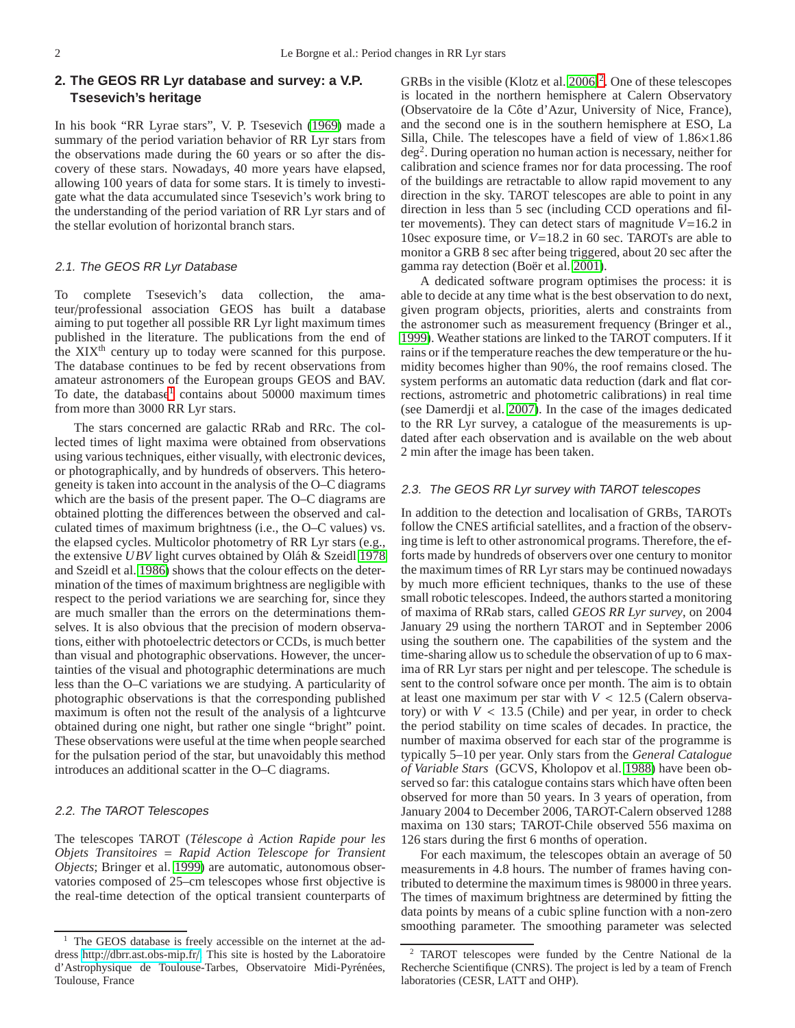## 2. The GEOS RR Lyr database and survey: a V.P. Tsesevich's heritage

In his book "RR Lyrae stars", V. P. Tsesevich (1969) made a summary of the period variation behavior of RR Lyr stars from the observations made during the 60 years or so after the discovery of these stars. Nowadays, 40 more years have elapsed, allowing 100 years of data for some stars. It is timely to investigate what the data accumulated since Tsesevich's work bring to the understanding of the period variation of RR Lyr stars and of the stellar evolution of horizontal branch stars.

### 2.1. The GEOS RR Lyr Database

To complete Tsesevich's data collection, the amateur/professional association GEOS has built a database aiming to put together all possible RR Lyr light maximum times published in the literature. The publications from the end of the XIX$^{\rm th}$ century up to today were scanned for this purpose. The database continues to be fed by recent observations from amateur astronomers of the European groups GEOS and BAV. To date, the database[1] contains about 50000 maximum times from more than 3000 RR Lyr stars.

The stars concerned are galactic RRab and RRc. The collected times of light maxima were obtained from observations using various techniques, either visually, with electronic devices, or photographically, and by hundreds of observers. This heterogeneity is taken into account in the analysis of the O–C diagrams which are the basis of the present paper. The O–C diagrams are obtained plotting the differences between the observed and calculated times of maximum brightness (i.e., the O–C values) vs. the elapsed cycles. Multicolor photometry of RR Lyr stars (e.g., the extensive *UBV* light curves obtained by Oláh & Szeidl 1978 and Szeidl et al. 1986) shows that the colour effects on the determination of the times of maximum brightness are negligible with respect to the period variations we are searching for, since they are much smaller than the errors on the determinations themselves. It is also obvious that the precision of modern observations, either with photoelectric detectors or CCDs, is much better than visual and photographic observations. However, the uncertainties of the visual and photographic determinations are much less than the O–C variations we are studying. A particularity of photographic observations is that the corresponding published maximum is often not the result of the analysis of a lightcurve obtained during one night, but rather one single "bright" point. These observations were useful at the time when people searched for the pulsation period of the star, but unavoidably this method introduces an additional scatter in the O–C diagrams.

### 2.2. The TAROT Telescopes

The telescopes TAROT (*Télescope à Action Rapide pour les Objets Transitoires = Rapid Action Telescope for Transient Objects*; Bringer et al. 1999) are automatic, autonomous observatories composed of 25–cm telescopes whose first objective is the real-time detection of the optical transient counterparts of GRBs in the visible (Klotz et al. 2006)[2]. One of these telescopes is located in the northern hemisphere at Calern Observatory (Observatoire de la Côte d'Azur, University of Nice, France), and the second one is in the southern hemisphere at ESO, La Silla, Chile. The telescopes have a field of view of 1.86×1.86 deg$^2$. During operation no human action is necessary, neither for calibration and science frames nor for data processing. The roof of the buildings are retractable to allow rapid movement to any direction in the sky. TAROT telescopes are able to point in any direction in less than 5 sec (including CCD operations and filter movements). They can detect stars of magnitude $V$=16.2 in 10sec exposure time, or $V$=18.2 in 60 sec. TAROTs are able to monitor a GRB 8 sec after being triggered, about 20 sec after the gamma ray detection (Boër et al. 2001).

A dedicated software program optimises the process: it is able to decide at any time what is the best observation to do next, given program objects, priorities, alerts and constraints from the astronomer such as measurement frequency (Bringer et al., 1999). Weather stations are linked to the TAROT computers. If it rains or if the temperature reaches the dew temperature or the humidity becomes higher than 90%, the roof remains closed. The system performs an automatic data reduction (dark and flat corrections, astrometric and photometric calibrations) in real time (see Damerdji et al. 2007). In the case of the images dedicated to the RR Lyr survey, a catalogue of the measurements is updated after each observation and is available on the web about 2 min after the image has been taken.

### 2.3. The GEOS RR Lyr survey with TAROT telescopes

In addition to the detection and localisation of GRBs, TAROTs follow the CNES artificial satellites, and a fraction of the observing time is left to other astronomical programs. Therefore, the efforts made by hundreds of observers over one century to monitor the maximum times of RR Lyr stars may be continued nowadays by much more efficient techniques, thanks to the use of these small robotic telescopes. Indeed, the authors started a monitoring of maxima of RRab stars, called *GEOS RR Lyr survey*, on 2004 January 29 using the northern TAROT and in September 2006 using the southern one. The capabilities of the system and the time-sharing allow us to schedule the observation of up to 6 maxima of RR Lyr stars per night and per telescope. The schedule is sent to the control sofware once per month. The aim is to obtain at least one maximum per star with $V < 12.5$ (Calern observatory) or with $V < 13.5$ (Chile) and per year, in order to check the period stability on time scales of decades. In practice, the number of maxima observed for each star of the programme is typically 5–10 per year. Only stars from the *General Catalogue of Variable Stars* (GCVS, Kholopov et al. 1988) have been observed so far: this catalogue contains stars which have often been observed for more than 50 years. In 3 years of operation, from January 2004 to December 2006, TAROT-Calern observed 1288 maxima on 130 stars; TAROT-Chile observed 556 maxima on 126 stars during the first 6 months of operation.

For each maximum, the telescopes obtain an average of 50 measurements in 4.8 hours. The number of frames having contributed to determine the maximum times is 98000 in three years. The times of maximum brightness are determined by fitting the data points by means of a cubic spline function with a non-zero smoothing parameter. The smoothing parameter was selected

---

[1] The GEOS database is freely accessible on the internet at the address http://dbrr.ast.obs-mip.fr/. This site is hosted by the Laboratoire d'Astrophysique de Toulouse-Tarbes, Observatoire Midi-Pyrénées, Toulouse, France

[2] TAROT telescopes were funded by the Centre National de la Recherche Scientifique (CNRS). The project is led by a team of French laboratories (CESR, LATT and OHP).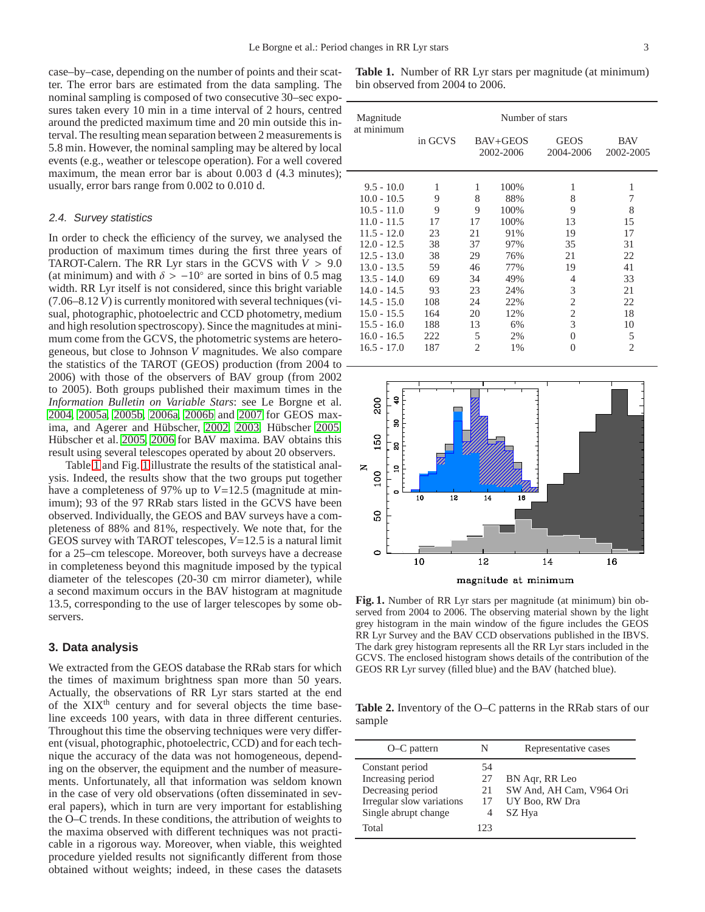case–by–case, depending on the number of points and their scatter. The error bars are estimated from the data sampling. The nominal sampling is composed of two consecutive 30–sec exposures taken every 10 min in a time interval of 2 hours, centred around the predicted maximum time and 20 min outside this interval. The resulting mean separation between 2 measurements is 5.8 min. However, the nominal sampling may be altered by local events (e.g., weather or telescope operation). For a well covered maximum, the mean error bar is about 0.003 d (4.3 minutes); usually, error bars range from 0.002 to 0.010 d.

### 2.4. Survey statistics

In order to check the efficiency of the survey, we analysed the production of maximum times during the first three years of TAROT-Calern. The RR Lyr stars in the GCVS with $V > 9.0$ (at minimum) and with $\delta > -10^\circ$ are sorted in bins of 0.5 mag width. RR Lyr itself is not considered, since this bright variable (7.06–8.12 $V$) is currently monitored with several techniques (visual, photographic, photoelectric and CCD photometry, medium and high resolution spectroscopy). Since the magnitudes at minimum come from the GCVS, the photometric systems are heterogeneous, but close to Johnson $V$ magnitudes. We also compare the statistics of the TAROT (GEOS) production (from 2004 to 2006) with those of the observers of BAV group (from 2002 to 2005). Both groups published their maximum times in the *Information Bulletin on Variable Stars*: see Le Borgne et al. 2004, 2005a, 2005b, 2006a, 2006b and 2007 for GEOS maxima, and Agerer and Hübscher, 2002, 2003, Hübscher 2005, Hübscher et al. 2005, 2006 for BAV maxima. BAV obtains this result using several telescopes operated by about 20 observers.

Table 1 and Fig. 1 illustrate the results of the statistical analysis. Indeed, the results show that the two groups put together have a completeness of 97% up to $V$=12.5 (magnitude at minimum); 93 of the 97 RRab stars listed in the GCVS have been observed. Individually, the GEOS and BAV surveys have a completeness of 88% and 81%, respectively. We note that, for the GEOS survey with TAROT telescopes, $V$=12.5 is a natural limit for a 25–cm telescope. Moreover, both surveys have a decrease in completeness beyond this magnitude imposed by the typical diameter of the telescopes (20-30 cm mirror diameter), while a second maximum occurs in the BAV histogram at magnitude 13.5, corresponding to the use of larger telescopes by some observers.

**Table 1.** Number of RR Lyr stars per magnitude (at minimum) bin observed from 2004 to 2006.

| Magnitude at minimum | Number of stars | | | | |
|---|---|---|---|---|---|
| | in GCVS | BAV+GEOS 2002-2006 | | GEOS 2004-2006 | BAV 2002-2005 |
| 9.5 - 10.0 | 1 | 1 | 100% | 1 | 1 |
| 10.0 - 10.5 | 9 | 8 | 88% | 8 | 7 |
| 10.5 - 11.0 | 9 | 9 | 100% | 9 | 8 |
| 11.0 - 11.5 | 17 | 17 | 100% | 13 | 15 |
| 11.5 - 12.0 | 23 | 21 | 91% | 19 | 17 |
| 12.0 - 12.5 | 38 | 37 | 97% | 35 | 31 |
| 12.5 - 13.0 | 38 | 29 | 76% | 21 | 22 |
| 13.0 - 13.5 | 59 | 46 | 77% | 19 | 41 |
| 13.5 - 14.0 | 69 | 34 | 49% | 4 | 33 |
| 14.0 - 14.5 | 93 | 23 | 24% | 3 | 21 |
| 14.5 - 15.0 | 108 | 24 | 22% | 2 | 22 |
| 15.0 - 15.5 | 164 | 20 | 12% | 2 | 18 |
| 15.5 - 16.0 | 188 | 13 | 6% | 3 | 10 |
| 16.0 - 16.5 | 222 | 5 | 2% | 0 | 5 |
| 16.5 - 17.0 | 187 | 2 | 1% | 0 | 2 |

**Fig. 1.** Number of RR Lyr stars per magnitude (at minimum) bin observed from 2004 to 2006. The observing material shown by the light grey histogram in the main window of the figure includes the GEOS RR Lyr Survey and the BAV CCD observations published in the IBVS. The dark grey histogram represents all the RR Lyr stars included in the GCVS. The enclosed histogram shows details of the contribution of the GEOS RR Lyr survey (filled blue) and the BAV (hatched blue).

## 3. Data analysis

We extracted from the GEOS database the RRab stars for which the times of maximum brightness span more than 50 years. Actually, the observations of RR Lyr stars started at the end of the XIX[th] century and for several objects the time baseline exceeds 100 years, with data in three different centuries. Throughout this time the observing techniques were very different (visual, photographic, photoelectric, CCD) and for each technique the accuracy of the data was not homogeneous, depending on the observer, the equipment and the number of measurements. Unfortunately, all that information was seldom known in the case of very old observations (often disseminated in several papers), which in turn are very important for establishing the O–C trends. In these conditions, the attribution of weights to the maxima observed with different techniques was not practicable in a rigorous way. Moreover, when viable, this weighted procedure yielded results not significantly different from those obtained without weights; indeed, in these cases the datasets

**Table 2.** Inventory of the O–C patterns in the RRab stars of our sample

| O–C pattern | N | Representative cases |
|---|---|---|
| Constant period | 54 | |
| Increasing period | 27 | BN Aqr, RR Leo |
| Decreasing period | 21 | SW And, AH Cam, V964 Ori |
| Irregular slow variations | 17 | UY Boo, RW Dra |
| Single abrupt change | 4 | SZ Hya |
| Total | 123 | |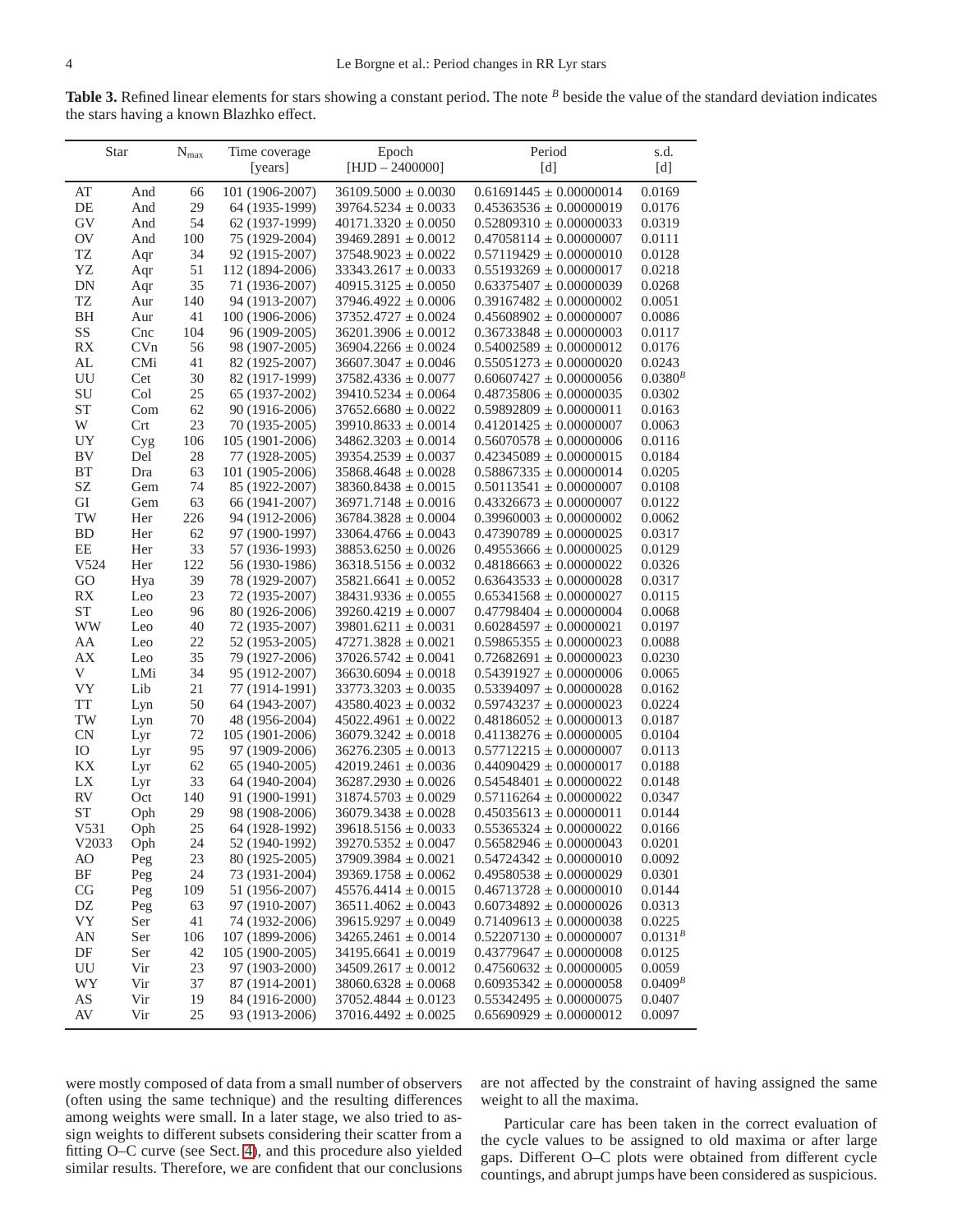**Table 3.** Refined linear elements for stars showing a constant period. The note $^B$ beside the value of the standard deviation indicates the stars having a known Blazhko effect.

| Star | | $N_{max}$ | Time coverage [years] | Epoch [HJD – 2400000] | Period [d] | s.d. [d] |
|---|---|---|---|---|---|---|
| AT | And | 66 | 101 (1906-2007) | 36109.5000 ± 0.0030 | 0.61691445 ± 0.00000014 | 0.0169 |
| DE | And | 29 | 64 (1935-1999) | 39764.5234 ± 0.0033 | 0.45363536 ± 0.00000019 | 0.0176 |
| GV | And | 54 | 62 (1937-1999) | 40171.3320 ± 0.0050 | 0.52809310 ± 0.00000033 | 0.0319 |
| OV | And | 100 | 75 (1929-2004) | 39469.2891 ± 0.0012 | 0.47058114 ± 0.00000007 | 0.0111 |
| TZ | Aqr | 34 | 92 (1915-2007) | 37548.9023 ± 0.0022 | 0.57119429 ± 0.00000010 | 0.0128 |
| YZ | Aqr | 51 | 112 (1894-2006) | 33343.2617 ± 0.0033 | 0.55193269 ± 0.00000017 | 0.0218 |
| DN | Aqr | 35 | 71 (1936-2007) | 40915.3125 ± 0.0050 | 0.63375407 ± 0.00000039 | 0.0268 |
| TZ | Aur | 140 | 94 (1913-2007) | 37946.4922 ± 0.0006 | 0.39167482 ± 0.00000002 | 0.0051 |
| BH | Aur | 41 | 100 (1906-2006) | 37352.4727 ± 0.0024 | 0.45608902 ± 0.00000007 | 0.0086 |
| SS | Cnc | 104 | 96 (1909-2005) | 36201.3906 ± 0.0012 | 0.36733848 ± 0.00000003 | 0.0117 |
| RX | CVn | 56 | 98 (1907-2005) | 36904.2266 ± 0.0024 | 0.54002589 ± 0.00000012 | 0.0176 |
| AL | CMi | 41 | 82 (1925-2007) | 36607.3047 ± 0.0046 | 0.55051273 ± 0.00000020 | 0.0243 |
| UU | Cet | 30 | 82 (1917-1999) | 37582.4336 ± 0.0077 | 0.60607427 ± 0.00000056 | 0.0380$^B$ |
| SU | Col | 25 | 65 (1937-2002) | 39410.5234 ± 0.0064 | 0.48735806 ± 0.00000035 | 0.0302 |
| ST | Com | 62 | 90 (1916-2006) | 37652.6680 ± 0.0022 | 0.59892809 ± 0.00000011 | 0.0163 |
| W | Crt | 23 | 70 (1935-2005) | 39910.8633 ± 0.0014 | 0.41201425 ± 0.00000007 | 0.0063 |
| UY | Cyg | 106 | 105 (1901-2006) | 34862.3203 ± 0.0014 | 0.56070578 ± 0.00000006 | 0.0116 |
| BV | Del | 28 | 77 (1928-2005) | 39354.2539 ± 0.0037 | 0.42345089 ± 0.00000015 | 0.0184 |
| BT | Dra | 63 | 101 (1905-2006) | 35868.4648 ± 0.0028 | 0.58867335 ± 0.00000014 | 0.0205 |
| SZ | Gem | 74 | 85 (1922-2007) | 38360.8438 ± 0.0015 | 0.50113541 ± 0.00000007 | 0.0108 |
| GI | Gem | 63 | 66 (1941-2007) | 36971.7148 ± 0.0016 | 0.43326673 ± 0.00000007 | 0.0122 |
| TW | Her | 226 | 94 (1912-2006) | 36784.3828 ± 0.0004 | 0.39960003 ± 0.00000002 | 0.0062 |
| BD | Her | 62 | 97 (1900-1997) | 33064.4766 ± 0.0043 | 0.47390789 ± 0.00000025 | 0.0317 |
| EE | Her | 33 | 57 (1936-1993) | 38853.6250 ± 0.0026 | 0.49553666 ± 0.00000025 | 0.0129 |
| V524 | Her | 122 | 56 (1930-1986) | 36318.5156 ± 0.0032 | 0.48186663 ± 0.00000022 | 0.0326 |
| GO | Hya | 39 | 78 (1929-2007) | 35821.6641 ± 0.0052 | 0.63643533 ± 0.00000028 | 0.0317 |
| RX | Leo | 23 | 72 (1935-2007) | 38431.9336 ± 0.0055 | 0.65341568 ± 0.00000027 | 0.0115 |
| ST | Leo | 96 | 80 (1926-2006) | 39260.4219 ± 0.0007 | 0.47798404 ± 0.00000004 | 0.0068 |
| WW | Leo | 40 | 72 (1935-2007) | 39801.6211 ± 0.0031 | 0.60284597 ± 0.00000021 | 0.0197 |
| AA | Leo | 22 | 52 (1953-2005) | 47271.3828 ± 0.0021 | 0.59865355 ± 0.00000023 | 0.0088 |
| AX | Leo | 35 | 79 (1927-2006) | 37026.5742 ± 0.0041 | 0.72682691 ± 0.00000023 | 0.0230 |
| V | LMi | 34 | 95 (1912-2007) | 36630.6094 ± 0.0018 | 0.54391927 ± 0.00000006 | 0.0065 |
| VY | Lib | 21 | 77 (1914-1991) | 33773.3203 ± 0.0035 | 0.53394097 ± 0.00000028 | 0.0162 |
| TT | Lyn | 50 | 64 (1943-2007) | 43580.4023 ± 0.0032 | 0.59743237 ± 0.00000023 | 0.0224 |
| TW | Lyn | 70 | 48 (1956-2004) | 45022.4961 ± 0.0022 | 0.48186052 ± 0.00000013 | 0.0187 |
| CN | Lyr | 72 | 105 (1901-2006) | 36079.3242 ± 0.0018 | 0.41138276 ± 0.00000005 | 0.0104 |
| IO | Lyr | 95 | 97 (1909-2006) | 36276.2305 ± 0.0013 | 0.57712215 ± 0.00000007 | 0.0113 |
| KX | Lyr | 62 | 65 (1940-2005) | 42019.2461 ± 0.0036 | 0.44090429 ± 0.00000017 | 0.0188 |
| LX | Lyr | 33 | 64 (1940-2004) | 36287.2930 ± 0.0026 | 0.54548401 ± 0.00000022 | 0.0148 |
| RV | Oct | 140 | 91 (1900-1991) | 31874.5703 ± 0.0029 | 0.57116264 ± 0.00000022 | 0.0347 |
| ST | Oph | 29 | 98 (1908-2006) | 36079.3438 ± 0.0028 | 0.45035613 ± 0.00000011 | 0.0144 |
| V531 | Oph | 25 | 64 (1928-1992) | 39618.5156 ± 0.0033 | 0.55365324 ± 0.00000022 | 0.0166 |
| V2033 | Oph | 24 | 52 (1940-1992) | 39270.5352 ± 0.0047 | 0.56582946 ± 0.00000043 | 0.0201 |
| AO | Peg | 23 | 80 (1925-2005) | 37909.3984 ± 0.0021 | 0.54724342 ± 0.00000010 | 0.0092 |
| BF | Peg | 24 | 73 (1931-2004) | 39369.1758 ± 0.0062 | 0.49580538 ± 0.00000029 | 0.0301 |
| CG | Peg | 109 | 51 (1956-2007) | 45576.4414 ± 0.0015 | 0.46713728 ± 0.00000010 | 0.0144 |
| DZ | Peg | 63 | 97 (1910-2007) | 36511.4062 ± 0.0043 | 0.60734892 ± 0.00000026 | 0.0313 |
| VY | Ser | 41 | 74 (1932-2006) | 39615.9297 ± 0.0049 | 0.71409613 ± 0.00000038 | 0.0225 |
| AN | Ser | 106 | 107 (1899-2006) | 34265.2461 ± 0.0014 | 0.52207130 ± 0.00000007 | 0.0131$^B$ |
| DF | Ser | 42 | 105 (1900-2005) | 34195.6641 ± 0.0019 | 0.43779647 ± 0.00000008 | 0.0125 |
| UU | Vir | 23 | 97 (1903-2000) | 34509.2617 ± 0.0012 | 0.47560632 ± 0.00000005 | 0.0059 |
| WY | Vir | 37 | 87 (1914-2001) | 38060.6328 ± 0.0068 | 0.60935342 ± 0.00000058 | 0.0409$^B$ |
| AS | Vir | 19 | 84 (1916-2000) | 37052.4844 ± 0.0123 | 0.55342495 ± 0.00000075 | 0.0407 |
| AV | Vir | 25 | 93 (1913-2006) | 37016.4492 ± 0.0025 | 0.65690929 ± 0.00000012 | 0.0097 |

were mostly composed of data from a small number of observers (often using the same technique) and the resulting differences among weights were small. In a later stage, we also tried to assign weights to different subsets considering their scatter from a fitting O–C curve (see Sect. 4), and this procedure also yielded similar results. Therefore, we are confident that our conclusions are not affected by the constraint of having assigned the same weight to all the maxima.

Particular care has been taken in the correct evaluation of the cycle values to be assigned to old maxima or after large gaps. Different O–C plots were obtained from different cycle countings, and abrupt jumps have been considered as suspicious.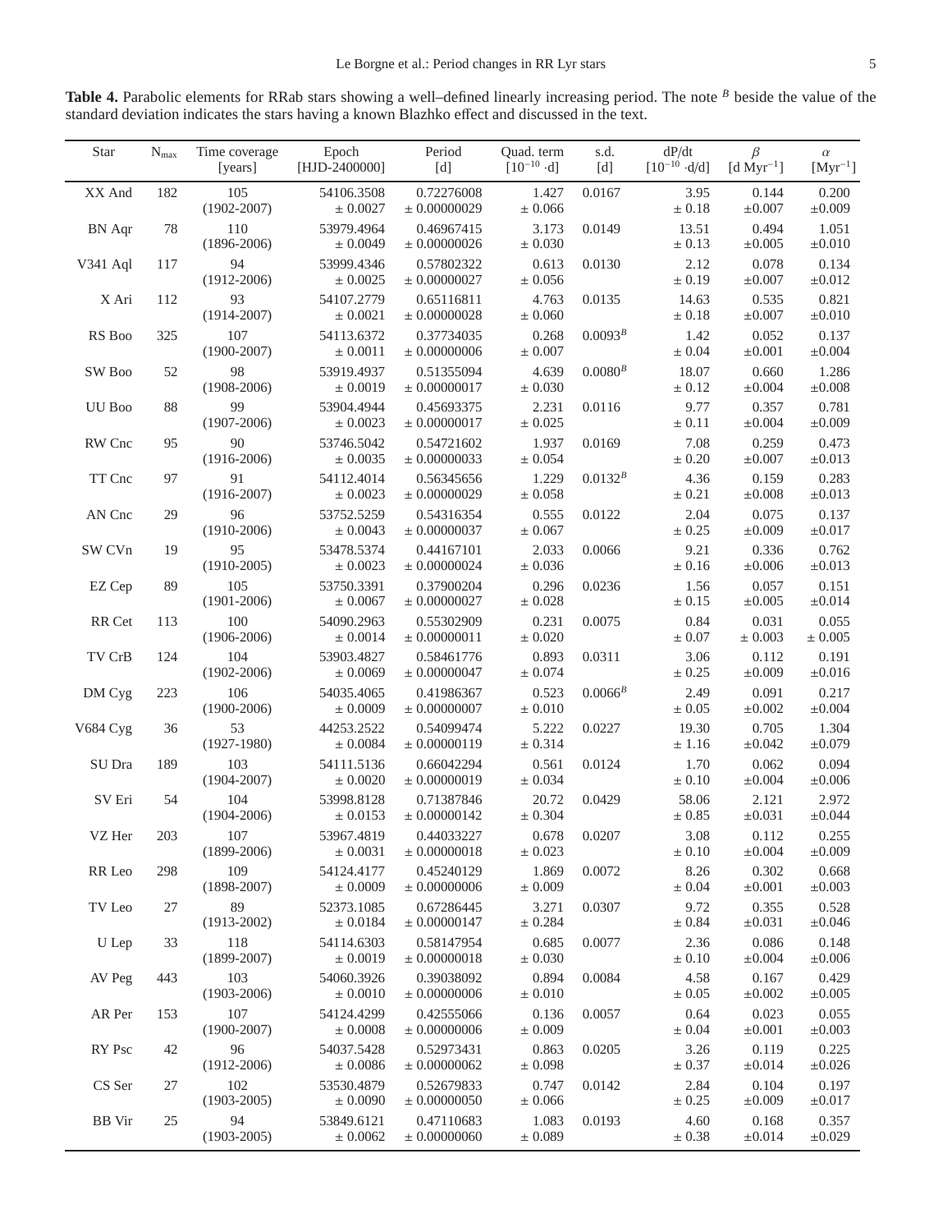**Table 4.** Parabolic elements for RRab stars showing a well–defined linearly increasing period. The note $^B$ beside the value of the standard deviation indicates the stars having a known Blazhko effect and discussed in the text.

| Star | $N_{max}$ | Time coverage [years] | Epoch [HJD-2400000] | Period [d] | Quad. term [$10^{-10}$ ·d] | s.d. [d] | dP/dt [$10^{-10}$ ·d/d] | $\beta$ [d Myr$^{-1}$] | $\alpha$ [Myr$^{-1}$] |
|---|---|---|---|---|---|---|---|---|---|
| XX And | 182 | 105 (1902-2007) | 54106.3508 ± 0.0027 | 0.72276008 ± 0.00000029 | 1.427 ± 0.066 | 0.0167 | 3.95 ± 0.18 | 0.144 ±0.007 | 0.200 ±0.009 |
| BN Aqr | 78 | 110 (1896-2006) | 53979.4964 ± 0.0049 | 0.46967415 ± 0.00000026 | 3.173 ± 0.030 | 0.0149 | 13.51 ± 0.13 | 0.494 ±0.005 | 1.051 ±0.010 |
| V341 Aql | 117 | 94 (1912-2006) | 53999.4346 ± 0.0025 | 0.57802322 ± 0.00000027 | 0.613 ± 0.056 | 0.0130 | 2.12 ± 0.19 | 0.078 ±0.007 | 0.134 ±0.012 |
| X Ari | 112 | 93 (1914-2007) | 54107.2779 ± 0.0021 | 0.65116811 ± 0.00000028 | 4.763 ± 0.060 | 0.0135 | 14.63 ± 0.18 | 0.535 ±0.007 | 0.821 ±0.010 |
| RS Boo | 325 | 107 (1900-2007) | 54113.6372 ± 0.0011 | 0.37734035 ± 0.00000006 | 0.268 ± 0.007 | $0.0093^B$ | 1.42 ± 0.04 | 0.052 ±0.001 | 0.137 ±0.004 |
| SW Boo | 52 | 98 (1908-2006) | 53919.4937 ± 0.0019 | 0.51355094 ± 0.00000017 | 4.639 ± 0.030 | $0.0080^B$ | 18.07 ± 0.12 | 0.660 ±0.004 | 1.286 ±0.008 |
| UU Boo | 88 | 99 (1907-2006) | 53904.4944 ± 0.0023 | 0.45693375 ± 0.00000017 | 2.231 ± 0.025 | 0.0116 | 9.77 ± 0.11 | 0.357 ±0.004 | 0.781 ±0.009 |
| RW Cnc | 95 | 90 (1916-2006) | 53746.5042 ± 0.0035 | 0.54721602 ± 0.00000033 | 1.937 ± 0.054 | 0.0169 | 7.08 ± 0.20 | 0.259 ±0.007 | 0.473 ±0.013 |
| TT Cnc | 97 | 91 (1916-2007) | 54112.4014 ± 0.0023 | 0.56345656 ± 0.00000029 | 1.229 ± 0.058 | $0.0132^B$ | 4.36 ± 0.21 | 0.159 ±0.008 | 0.283 ±0.013 |
| AN Cnc | 29 | 96 (1910-2006) | 53752.5259 ± 0.0043 | 0.54316354 ± 0.00000037 | 0.555 ± 0.067 | 0.0122 | 2.04 ± 0.25 | 0.075 ±0.009 | 0.137 ±0.017 |
| SW CVn | 19 | 95 (1910-2005) | 53478.5374 ± 0.0023 | 0.44167101 ± 0.00000024 | 2.033 ± 0.036 | 0.0066 | 9.21 ± 0.16 | 0.336 ±0.006 | 0.762 ±0.013 |
| EZ Cep | 89 | 105 (1901-2006) | 53750.3391 ± 0.0067 | 0.37900204 ± 0.00000027 | 0.296 ± 0.028 | 0.0236 | 1.56 ± 0.15 | 0.057 ±0.005 | 0.151 ±0.014 |
| RR Cet | 113 | 100 (1906-2006) | 54090.2963 ± 0.0014 | 0.55302909 ± 0.00000011 | 0.231 ± 0.020 | 0.0075 | 0.84 ± 0.07 | 0.031 ± 0.003 | 0.055 ± 0.005 |
| TV CrB | 124 | 104 (1902-2006) | 53903.4827 ± 0.0069 | 0.58461776 ± 0.00000047 | 0.893 ± 0.074 | 0.0311 | 3.06 ± 0.25 | 0.112 ±0.009 | 0.191 ±0.016 |
| DM Cyg | 223 | 106 (1900-2006) | 54035.4065 ± 0.0009 | 0.41986367 ± 0.00000007 | 0.523 ± 0.010 | $0.0066^B$ | 2.49 ± 0.05 | 0.091 ±0.002 | 0.217 ±0.004 |
| V684 Cyg | 36 | 53 (1927-1980) | 44253.2522 ± 0.0084 | 0.54099474 ± 0.00000119 | 5.222 ± 0.314 | 0.0227 | 19.30 ± 1.16 | 0.705 ±0.042 | 1.304 ±0.079 |
| SU Dra | 189 | 103 (1904-2007) | 54111.5136 ± 0.0020 | 0.66042294 ± 0.00000019 | 0.561 ± 0.034 | 0.0124 | 1.70 ± 0.10 | 0.062 ±0.004 | 0.094 ±0.006 |
| SV Eri | 54 | 104 (1904-2006) | 53998.8128 ± 0.0153 | 0.71387846 ± 0.00000142 | 20.72 ± 0.304 | 0.0429 | 58.06 ± 0.85 | 2.121 ±0.031 | 2.972 ±0.044 |
| VZ Her | 203 | 107 (1899-2006) | 53967.4819 ± 0.0031 | 0.44033227 ± 0.00000018 | 0.678 ± 0.023 | 0.0207 | 3.08 ± 0.10 | 0.112 ±0.004 | 0.255 ±0.009 |
| RR Leo | 298 | 109 (1898-2007) | 54124.4177 ± 0.0009 | 0.45240129 ± 0.00000006 | 1.869 ± 0.009 | 0.0072 | 8.26 ± 0.04 | 0.302 ±0.001 | 0.668 ±0.003 |
| TV Leo | 27 | 89 (1913-2002) | 52373.1085 ± 0.0184 | 0.67286445 ± 0.00000147 | 3.271 ± 0.284 | 0.0307 | 9.72 ± 0.84 | 0.355 ±0.031 | 0.528 ±0.046 |
| U Lep | 33 | 118 (1899-2007) | 54114.6303 ± 0.0019 | 0.58147954 ± 0.00000018 | 0.685 ± 0.030 | 0.0077 | 2.36 ± 0.10 | 0.086 ±0.004 | 0.148 ±0.006 |
| AV Peg | 443 | 103 (1903-2006) | 54060.3926 ± 0.0010 | 0.39038092 ± 0.00000006 | 0.894 ± 0.010 | 0.0084 | 4.58 ± 0.05 | 0.167 ±0.002 | 0.429 ±0.005 |
| AR Per | 153 | 107 (1900-2007) | 54124.4299 ± 0.0008 | 0.42555066 ± 0.00000006 | 0.136 ± 0.009 | 0.0057 | 0.64 ± 0.04 | 0.023 ±0.001 | 0.055 ±0.003 |
| RY Psc | 42 | 96 (1912-2006) | 54037.5428 ± 0.0086 | 0.52973431 ± 0.00000062 | 0.863 ± 0.098 | 0.0205 | 3.26 ± 0.37 | 0.119 ±0.014 | 0.225 ±0.026 |
| CS Ser | 27 | 102 (1903-2005) | 53530.4879 ± 0.0090 | 0.52679833 ± 0.00000050 | 0.747 ± 0.066 | 0.0142 | 2.84 ± 0.25 | 0.104 ±0.009 | 0.197 ±0.017 |
| BB Vir | 25 | 94 (1903-2005) | 53849.6121 ± 0.0062 | 0.47110683 ± 0.00000060 | 1.083 ± 0.089 | 0.0193 | 4.60 ± 0.38 | 0.168 ±0.014 | 0.357 ±0.029 |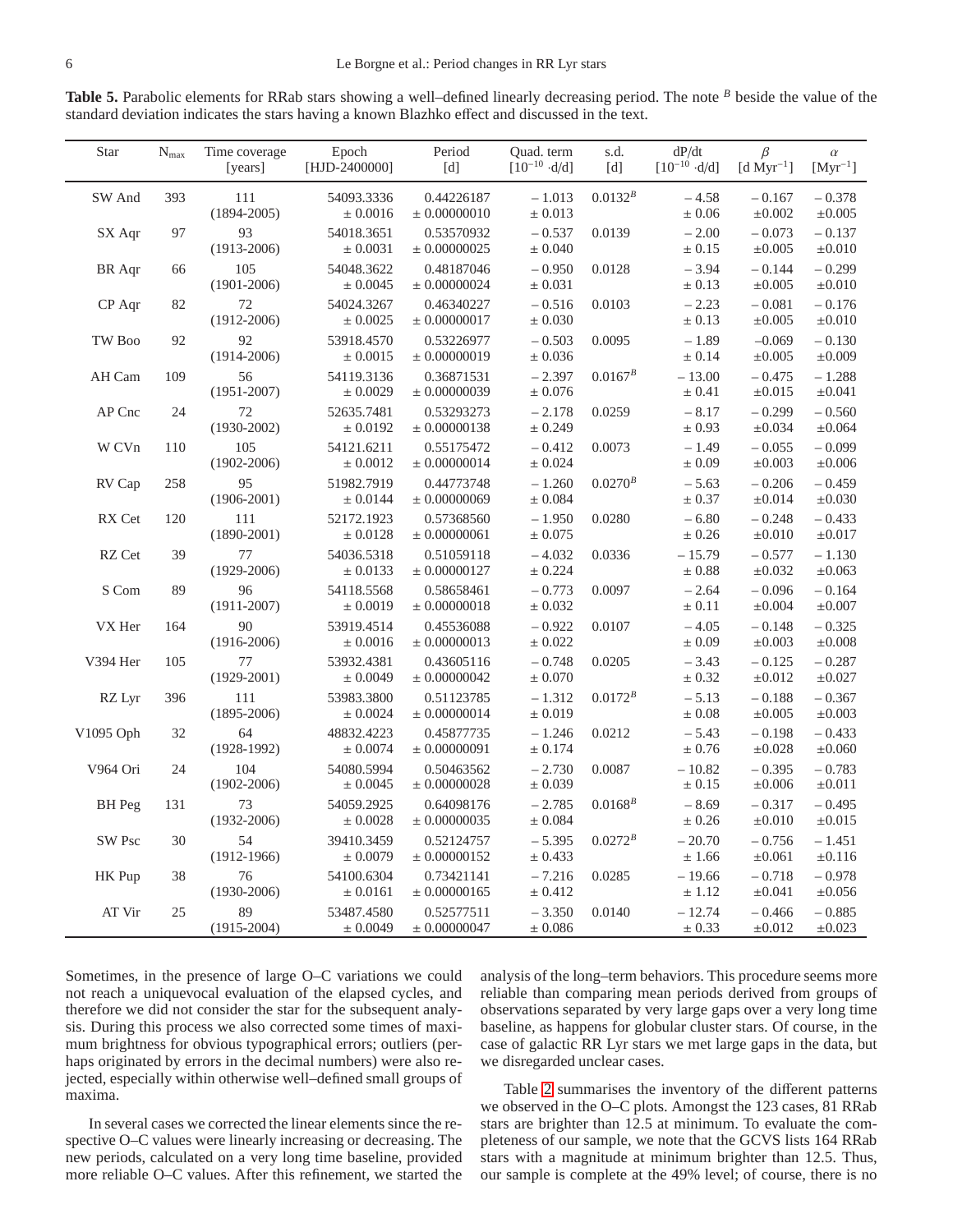**Table 5.** Parabolic elements for RRab stars showing a well–defined linearly decreasing period. The note $^B$ beside the value of the standard deviation indicates the stars having a known Blazhko effect and discussed in the text.

| Star | $N_{max}$ | Time coverage [years] | Epoch [HJD-2400000] | Period [d] | Quad. term $[10^{-10} \cdot$d/d] | s.d. [d] | dP/dt $[10^{-10} \cdot$d/d] | $\beta$ [d Myr$^{-1}$] | $\alpha$ [Myr$^{-1}$] |
|---|---|---|---|---|---|---|---|---|---|
| SW And | 393 | 111 (1894-2005) | 54093.3336 ± 0.0016 | 0.44226187 ± 0.00000010 | −1.013 ± 0.013 | $0.0132^B$ | −4.58 ± 0.06 | −0.167 ±0.002 | −0.378 ±0.005 |
| SX Aqr | 97 | 93 (1913-2006) | 54018.3651 ± 0.0031 | 0.53570932 ± 0.00000025 | −0.537 ± 0.040 | 0.0139 | −2.00 ± 0.15 | −0.073 ±0.005 | −0.137 ±0.010 |
| BR Aqr | 66 | 105 (1901-2006) | 54048.3622 ± 0.0045 | 0.48187046 ± 0.00000024 | −0.950 ± 0.031 | 0.0128 | −3.94 ± 0.13 | −0.144 ±0.005 | −0.299 ±0.010 |
| CP Aqr | 82 | 72 (1912-2006) | 54024.3267 ± 0.0025 | 0.46340227 ± 0.00000017 | −0.516 ± 0.030 | 0.0103 | −2.23 ± 0.13 | −0.081 ±0.005 | −0.176 ±0.010 |
| TW Boo | 92 | 92 (1914-2006) | 53918.4570 ± 0.0015 | 0.53226977 ± 0.00000019 | −0.503 ± 0.036 | 0.0095 | −1.89 ± 0.14 | −0.069 ±0.005 | −0.130 ±0.009 |
| AH Cam | 109 | 56 (1951-2007) | 54119.3136 ± 0.0029 | 0.36871531 ± 0.00000039 | −2.397 ± 0.076 | $0.0167^B$ | −13.00 ± 0.41 | −0.475 ±0.015 | −1.288 ±0.041 |
| AP Cnc | 24 | 72 (1930-2002) | 52635.7481 ± 0.0192 | 0.53293273 ± 0.00000138 | −2.178 ± 0.249 | 0.0259 | −8.17 ± 0.93 | −0.299 ±0.034 | −0.560 ±0.064 |
| W CVn | 110 | 105 (1902-2006) | 54121.6211 ± 0.0012 | 0.55175472 ± 0.00000014 | −0.412 ± 0.024 | 0.0073 | −1.49 ± 0.09 | −0.055 ±0.003 | −0.099 ±0.006 |
| RV Cap | 258 | 95 (1906-2001) | 51982.7919 ± 0.0144 | 0.44773748 ± 0.00000069 | −1.260 ± 0.084 | $0.0270^B$ | −5.63 ± 0.37 | −0.206 ±0.014 | −0.459 ±0.030 |
| RX Cet | 120 | 111 (1890-2001) | 52172.1923 ± 0.0128 | 0.57368560 ± 0.00000061 | −1.950 ± 0.075 | 0.0280 | −6.80 ± 0.26 | −0.248 ±0.010 | −0.433 ±0.017 |
| RZ Cet | 39 | 77 (1929-2006) | 54036.5318 ± 0.0133 | 0.51059118 ± 0.00000127 | −4.032 ± 0.224 | 0.0336 | −15.79 ± 0.88 | −0.577 ±0.032 | −1.130 ±0.063 |
| S Com | 89 | 96 (1911-2007) | 54118.5568 ± 0.0019 | 0.58658461 ± 0.00000018 | −0.773 ± 0.032 | 0.0097 | −2.64 ± 0.11 | −0.096 ±0.004 | −0.164 ±0.007 |
| VX Her | 164 | 90 (1916-2006) | 53919.4514 ± 0.0016 | 0.45536088 ± 0.00000013 | −0.922 ± 0.022 | 0.0107 | −4.05 ± 0.09 | −0.148 ±0.003 | −0.325 ±0.008 |
| V394 Her | 105 | 77 (1929-2001) | 53932.4381 ± 0.0049 | 0.43605116 ± 0.00000042 | −0.748 ± 0.070 | 0.0205 | −3.43 ± 0.32 | −0.125 ±0.012 | −0.287 ±0.027 |
| RZ Lyr | 396 | 111 (1895-2006) | 53983.3800 ± 0.0024 | 0.51123785 ± 0.00000014 | −1.312 ± 0.019 | $0.0172^B$ | −5.13 ± 0.08 | −0.188 ±0.005 | −0.367 ±0.003 |
| V1095 Oph | 32 | 64 (1928-1992) | 48832.4223 ± 0.0074 | 0.45877735 ± 0.00000091 | −1.246 ± 0.174 | 0.0212 | −5.43 ± 0.76 | −0.198 ±0.028 | −0.433 ±0.060 |
| V964 Ori | 24 | 104 (1902-2006) | 54080.5994 ± 0.0045 | 0.50463562 ± 0.00000028 | −2.730 ± 0.039 | 0.0087 | −10.82 ± 0.15 | −0.395 ±0.006 | −0.783 ±0.011 |
| BH Peg | 131 | 73 (1932-2006) | 54059.2925 ± 0.0028 | 0.64098176 ± 0.00000035 | −2.785 ± 0.084 | $0.0168^B$ | −8.69 ± 0.26 | −0.317 ±0.010 | −0.495 ±0.015 |
| SW Psc | 30 | 54 (1912-1966) | 39410.3459 ± 0.0079 | 0.52124757 ± 0.00000152 | −5.395 ± 0.433 | $0.0272^B$ | −20.70 ± 1.66 | −0.756 ±0.061 | −1.451 ±0.116 |
| HK Pup | 38 | 76 (1930-2006) | 54100.6304 ± 0.0161 | 0.73421141 ± 0.00000165 | −7.216 ± 0.412 | 0.0285 | −19.66 ± 1.12 | −0.718 ±0.041 | −0.978 ±0.056 |
| AT Vir | 25 | 89 (1915-2004) | 53487.4580 ± 0.0049 | 0.52577511 ± 0.00000047 | −3.350 ± 0.086 | 0.0140 | −12.74 ± 0.33 | −0.466 ±0.012 | −0.885 ±0.023 |

Sometimes, in the presence of large O–C variations we could not reach a uniquevocal evaluation of the elapsed cycles, and therefore we did not consider the star for the subsequent analysis. During this process we also corrected some times of maximum brightness for obvious typographical errors; outliers (perhaps originated by errors in the decimal numbers) were also rejected, especially within otherwise well–defined small groups of maxima.

In several cases we corrected the linear elements since the respective O–C values were linearly increasing or decreasing. The new periods, calculated on a very long time baseline, provided more reliable O–C values. After this refinement, we started the analysis of the long–term behaviors. This procedure seems more reliable than comparing mean periods derived from groups of observations separated by very large gaps over a very long time baseline, as happens for globular cluster stars. Of course, in the case of galactic RR Lyr stars we met large gaps in the data, but we disregarded unclear cases.

Table 2 summarises the inventory of the different patterns we observed in the O–C plots. Amongst the 123 cases, 81 RRab stars are brighter than 12.5 at minimum. To evaluate the completeness of our sample, we note that the GCVS lists 164 RRab stars with a magnitude at minimum brighter than 12.5. Thus, our sample is complete at the 49% level; of course, there is no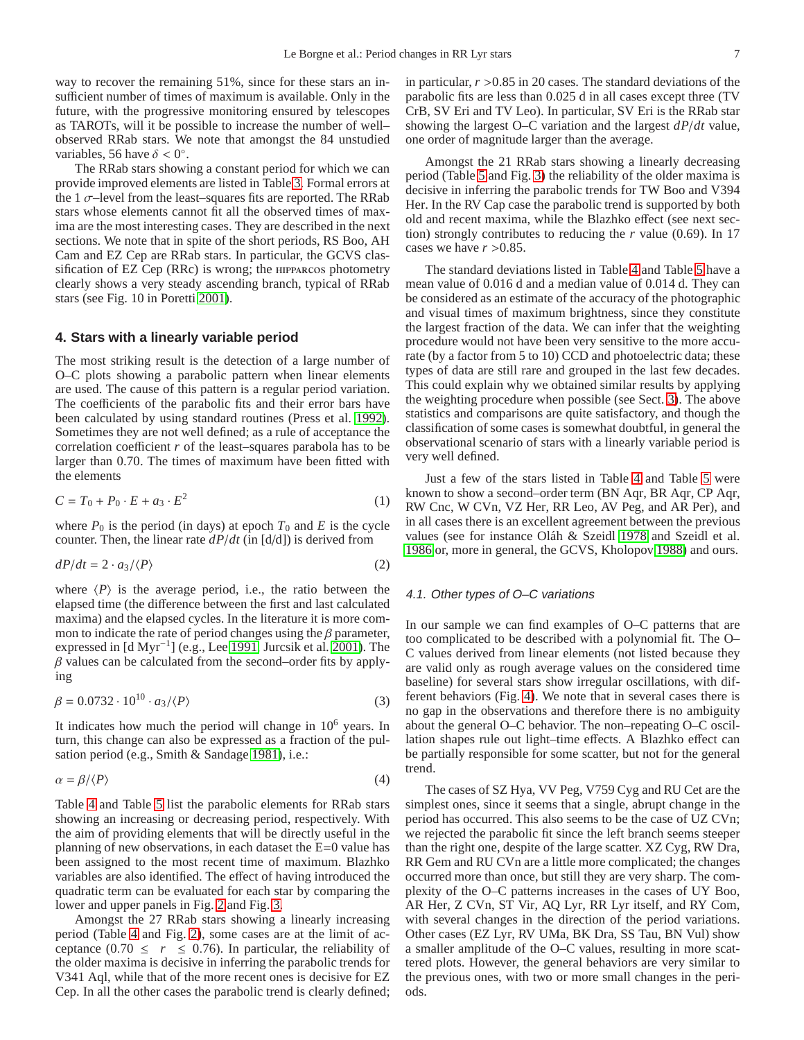way to recover the remaining 51%, since for these stars an insufficient number of times of maximum is available. Only in the future, with the progressive monitoring ensured by telescopes as TAROTs, will it be possible to increase the number of well–observed RRab stars. We note that amongst the 84 unstudied variables, 56 have $\delta < 0^\circ$.

The RRab stars showing a constant period for which we can provide improved elements are listed in Table 3. Formal errors at the 1 $\sigma$–level from the least–squares fits are reported. The RRab stars whose elements cannot fit all the observed times of maxima are the most interesting cases. They are described in the next sections. We note that in spite of the short periods, RS Boo, AH Cam and EZ Cep are RRab stars. In particular, the GCVS classification of EZ Cep (RRc) is wrong; the HIPPARCOS photometry clearly shows a very steady ascending branch, typical of RRab stars (see Fig. 10 in Poretti 2001).

## 4. Stars with a linearly variable period

The most striking result is the detection of a large number of O–C plots showing a parabolic pattern when linear elements are used. The cause of this pattern is a regular period variation. The coefficients of the parabolic fits and their error bars have been calculated by using standard routines (Press et al. 1992). Sometimes they are not well defined; as a rule of acceptance the correlation coefficient $r$ of the least–squares parabola has to be larger than 0.70. The times of maximum have been fitted with the elements

$$C = T_0 + P_0 \cdot E + a_3 \cdot E^2 \tag{1}$$

where $P_0$ is the period (in days) at epoch $T_0$ and $E$ is the cycle counter. Then, the linear rate $dP/dt$ (in [d/d]) is derived from

$$dP/dt = 2 \cdot a_3 / \langle P \rangle \tag{2}$$

where $\langle P \rangle$ is the average period, i.e., the ratio between the elapsed time (the difference between the first and last calculated maxima) and the elapsed cycles. In the literature it is more common to indicate the rate of period changes using the $\beta$ parameter, expressed in [d Myr$^{-1}$] (e.g., Lee 1991, Jurcsik et al. 2001). The $\beta$ values can be calculated from the second–order fits by applying

$$\beta = 0.0732 \cdot 10^{10} \cdot a_3 / \langle P \rangle \tag{3}$$

It indicates how much the period will change in $10^6$ years. In turn, this change can also be expressed as a fraction of the pulsation period (e.g., Smith & Sandage 1981), i.e.:

$$\alpha = \beta / \langle P \rangle \tag{4}$$

Table 4 and Table 5 list the parabolic elements for RRab stars showing an increasing or decreasing period, respectively. With the aim of providing elements that will be directly useful in the planning of new observations, in each dataset the E=0 value has been assigned to the most recent time of maximum. Blazhko variables are also identified. The effect of having introduced the quadratic term can be evaluated for each star by comparing the lower and upper panels in Fig. 2 and Fig. 3.

Amongst the 27 RRab stars showing a linearly increasing period (Table 4 and Fig. 2), some cases are at the limit of acceptance ($0.70 \leq r \leq 0.76$). In particular, the reliability of the older maxima is decisive in inferring the parabolic trends for V341 Aql, while that of the more recent ones is decisive for EZ Cep. In all the other cases the parabolic trend is clearly defined; in particular, $r > 0.85$ in 20 cases. The standard deviations of the parabolic fits are less than 0.025 d in all cases except three (TV CrB, SV Eri and TV Leo). In particular, SV Eri is the RRab star showing the largest O–C variation and the largest $dP/dt$ value, one order of magnitude larger than the average.

Amongst the 21 RRab stars showing a linearly decreasing period (Table 5 and Fig. 3) the reliability of the older maxima is decisive in inferring the parabolic trends for TW Boo and V394 Her. In the RV Cap case the parabolic trend is supported by both old and recent maxima, while the Blazhko effect (see next section) strongly contributes to reducing the $r$ value (0.69). In 17 cases we have $r > 0.85$.

The standard deviations listed in Table 4 and Table 5 have a mean value of 0.016 d and a median value of 0.014 d. They can be considered as an estimate of the accuracy of the photographic and visual times of maximum brightness, since they constitute the largest fraction of the data. We can infer that the weighting procedure would not have been very sensitive to the more accurate (by a factor from 5 to 10) CCD and photoelectric data; these types of data are still rare and grouped in the last few decades. This could explain why we obtained similar results by applying the weighting procedure when possible (see Sect. 3). The above statistics and comparisons are quite satisfactory, and though the classification of some cases is somewhat doubtful, in general the observational scenario of stars with a linearly variable period is very well defined.

Just a few of the stars listed in Table 4 and Table 5 were known to show a second–order term (BN Aqr, BR Aqr, CP Aqr, RW Cnc, W CVn, VZ Her, RR Leo, AV Peg, and AR Per), and in all cases there is an excellent agreement between the previous values (see for instance Oláh & Szeidl 1978 and Szeidl et al. 1986 or, more in general, the GCVS, Kholopov 1988) and ours.

### 4.1. Other types of O–C variations

In our sample we can find examples of O–C patterns that are too complicated to be described with a polynomial fit. The O–C values derived from linear elements (not listed because they are valid only as rough average values on the considered time baseline) for several stars show irregular oscillations, with different behaviors (Fig. 4). We note that in several cases there is no gap in the observations and therefore there is no ambiguity about the general O–C behavior. The non–repeating O–C oscillation shapes rule out light–time effects. A Blazhko effect can be partially responsible for some scatter, but not for the general trend.

The cases of SZ Hya, VV Peg, V759 Cyg and RU Cet are the simplest ones, since it seems that a single, abrupt change in the period has occurred. This also seems to be the case of UZ CVn; we rejected the parabolic fit since the left branch seems steeper than the right one, despite of the large scatter. XZ Cyg, RW Dra, RR Gem and RU CVn are a little more complicated; the changes occurred more than once, but still they are very sharp. The complexity of the O–C patterns increases in the cases of UY Boo, AR Her, Z CVn, ST Vir, AQ Lyr, RR Lyr itself, and RY Com, with several changes in the direction of the period variations. Other cases (EZ Lyr, RV UMa, BK Dra, SS Tau, BN Vul) show a smaller amplitude of the O–C values, resulting in more scattered plots. However, the general behaviors are very similar to the previous ones, with two or more small changes in the periods.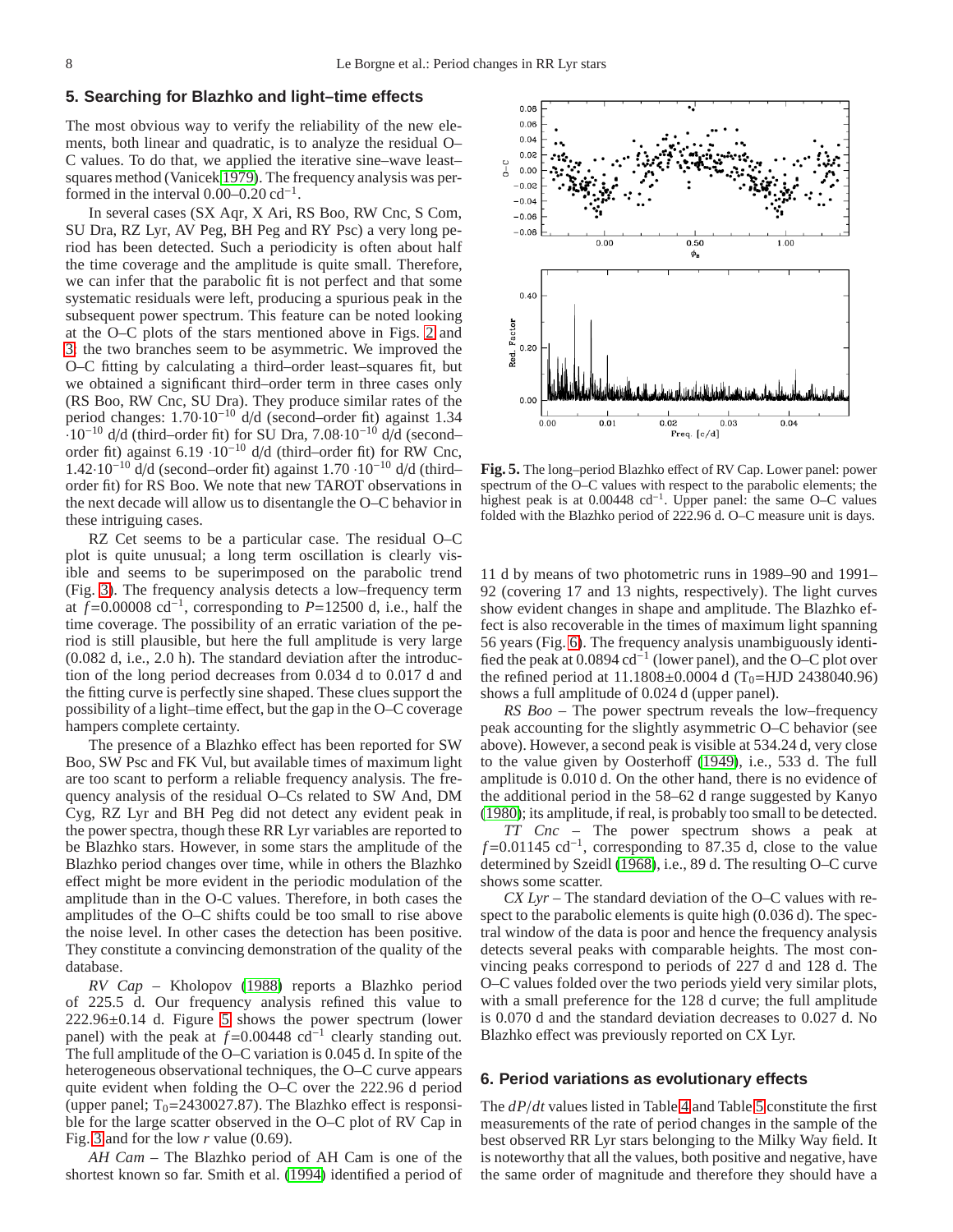## 5. Searching for Blazhko and light–time effects

The most obvious way to verify the reliability of the new elements, both linear and quadratic, is to analyze the residual O–C values. To do that, we applied the iterative sine–wave least–squares method (Vanicek 1979). The frequency analysis was performed in the interval 0.00–0.20 $\mathrm{cd}^{-1}$.

In several cases (SX Aqr, X Ari, RS Boo, RW Cnc, S Com, SU Dra, RZ Lyr, AV Peg, BH Peg and RY Psc) a very long period has been detected. Such a periodicity is often about half the time coverage and the amplitude is quite small. Therefore, we can infer that the parabolic fit is not perfect and that some systematic residuals were left, producing a spurious peak in the subsequent power spectrum. This feature can be noted looking at the O–C plots of the stars mentioned above in Figs. 2 and 3: the two branches seem to be asymmetric. We improved the O–C fitting by calculating a third–order least–squares fit, but we obtained a significant third–order term in three cases only (RS Boo, RW Cnc, SU Dra). They produce similar rates of the period changes: $1.70{\cdot}10^{-10}$ d/d (second–order fit) against 1.34 $\cdot10^{-10}$ d/d (third–order fit) for SU Dra, $7.08{\cdot}10^{-10}$ d/d (second–order fit) against 6.19 $\cdot10^{-10}$ d/d (third–order fit) for RW Cnc, $1.42{\cdot}10^{-10}$ d/d (second–order fit) against 1.70 $\cdot10^{-10}$ d/d (third–order fit) for RS Boo. We note that new TAROT observations in the next decade will allow us to disentangle the O–C behavior in these intriguing cases.

RZ Cet seems to be a particular case. The residual O–C plot is quite unusual; a long term oscillation is clearly visible and seems to be superimposed on the parabolic trend (Fig. 3). The frequency analysis detects a low–frequency term at $f$=0.00008 $\mathrm{cd}^{-1}$, corresponding to $P$=12500 d, i.e., half the time coverage. The possibility of an erratic variation of the period is still plausible, but here the full amplitude is very large (0.082 d, i.e., 2.0 h). The standard deviation after the introduction of the long period decreases from 0.034 d to 0.017 d and the fitting curve is perfectly sine shaped. These clues support the possibility of a light–time effect, but the gap in the O–C coverage hampers complete certainty.

The presence of a Blazhko effect has been reported for SW Boo, SW Psc and FK Vul, but available times of maximum light are too scant to perform a reliable frequency analysis. The frequency analysis of the residual O–Cs related to SW And, DM Cyg, RZ Lyr and BH Peg did not detect any evident peak in the power spectra, though these RR Lyr variables are reported to be Blazhko stars. However, in some stars the amplitude of the Blazhko period changes over time, while in others the Blazhko effect might be more evident in the periodic modulation of the amplitude than in the O-C values. Therefore, in both cases the amplitudes of the O–C shifts could be too small to rise above the noise level. In other cases the detection has been positive. They constitute a convincing demonstration of the quality of the database.

*RV Cap* – Kholopov (1988) reports a Blazhko period of 225.5 d. Our frequency analysis refined this value to 222.96±0.14 d. Figure 5 shows the power spectrum (lower panel) with the peak at $f$=0.00448 $\mathrm{cd}^{-1}$ clearly standing out. The full amplitude of the O–C variation is 0.045 d. In spite of the heterogeneous observational techniques, the O–C curve appears quite evident when folding the O–C over the 222.96 d period (upper panel; $T_0$=2430027.87). The Blazhko effect is responsible for the large scatter observed in the O–C plot of RV Cap in Fig. 3 and for the low $r$ value (0.69).

*AH Cam* – The Blazhko period of AH Cam is one of the shortest known so far. Smith et al. (1994) identified a period of 11 d by means of two photometric runs in 1989–90 and 1991–92 (covering 17 and 13 nights, respectively). The light curves show evident changes in shape and amplitude. The Blazhko effect is also recoverable in the times of maximum light spanning 56 years (Fig. 6). The frequency analysis unambiguously identified the peak at 0.0894 $\mathrm{cd}^{-1}$ (lower panel), and the O–C plot over the refined period at 11.1808±0.0004 d ($T_0$=HJD 2438040.96) shows a full amplitude of 0.024 d (upper panel).

**Fig. 5.** The long–period Blazhko effect of RV Cap. Lower panel: power spectrum of the O–C values with respect to the parabolic elements; the highest peak is at 0.00448 $\mathrm{cd}^{-1}$. Upper panel: the same O–C values folded with the Blazhko period of 222.96 d. O–C measure unit is days.

*RS Boo* – The power spectrum reveals the low–frequency peak accounting for the slightly asymmetric O–C behavior (see above). However, a second peak is visible at 534.24 d, very close to the value given by Oosterhoff (1949), i.e., 533 d. The full amplitude is 0.010 d. On the other hand, there is no evidence of the additional period in the 58–62 d range suggested by Kanyo (1980); its amplitude, if real, is probably too small to be detected.

*TT Cnc* – The power spectrum shows a peak at $f$=0.01145 $\mathrm{cd}^{-1}$, corresponding to 87.35 d, close to the value determined by Szeidl (1968), i.e., 89 d. The resulting O–C curve shows some scatter.

*CX Lyr* – The standard deviation of the O–C values with respect to the parabolic elements is quite high (0.036 d). The spectral window of the data is poor and hence the frequency analysis detects several peaks with comparable heights. The most convincing peaks correspond to periods of 227 d and 128 d. The O–C values folded over the two periods yield very similar plots, with a small preference for the 128 d curve; the full amplitude is 0.070 d and the standard deviation decreases to 0.027 d. No Blazhko effect was previously reported on CX Lyr.

## 6. Period variations as evolutionary effects

The $dP/dt$ values listed in Table 4 and Table 5 constitute the first measurements of the rate of period changes in the sample of the best observed RR Lyr stars belonging to the Milky Way field. It is noteworthy that all the values, both positive and negative, have the same order of magnitude and therefore they should have a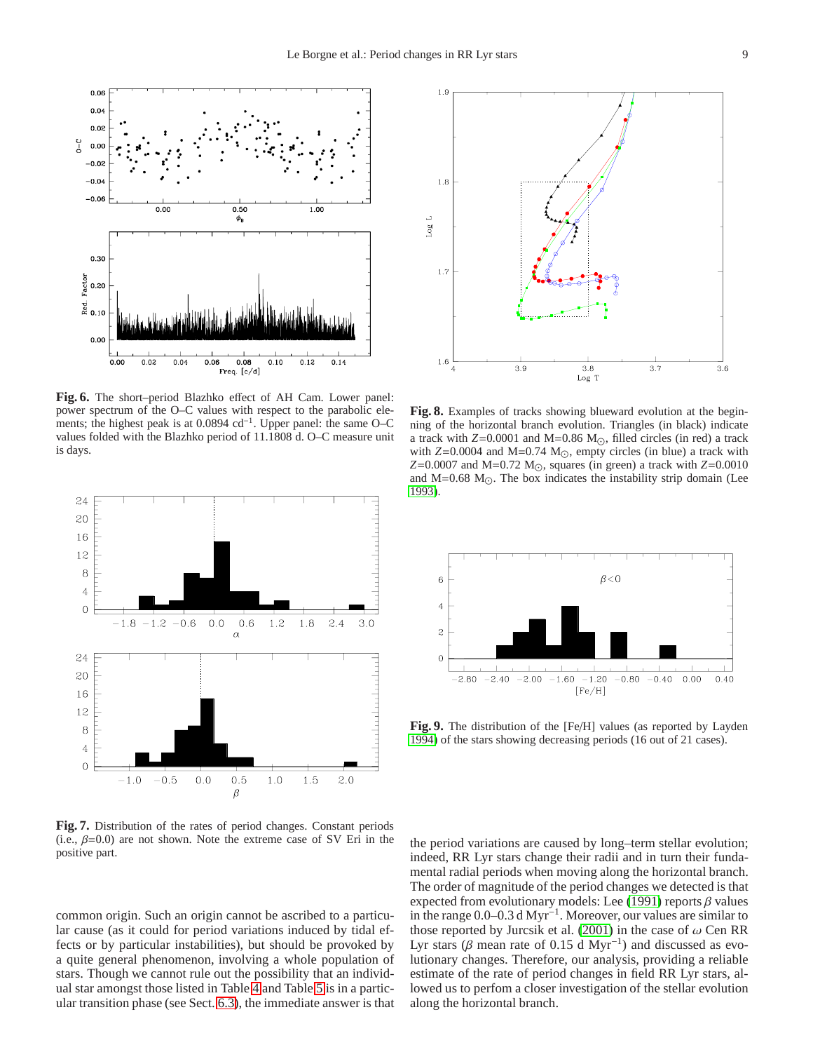**Fig. 6.** The short–period Blazhko effect of AH Cam. Lower panel: power spectrum of the O–C values with respect to the parabolic elements; the highest peak is at 0.0894 cd$^{-1}$. Upper panel: the same O–C values folded with the Blazhko period of 11.1808 d. O–C measure unit is days.

**Fig. 7.** Distribution of the rates of period changes. Constant periods (i.e., $\beta$=0.0) are not shown. Note the extreme case of SV Eri in the positive part.

**Fig. 8.** Examples of tracks showing blueward evolution at the beginning of the horizontal branch evolution. Triangles (in black) indicate a track with $Z$=0.0001 and M=0.86 M$_\odot$, filled circles (in red) a track with $Z$=0.0004 and M=0.74 M$_\odot$, empty circles (in blue) a track with $Z$=0.0007 and M=0.72 M$_\odot$, squares (in green) a track with $Z$=0.0010 and M=0.68 M$_\odot$. The box indicates the instability strip domain (Lee 1993).

**Fig. 9.** The distribution of the [Fe/H] values (as reported by Layden 1994) of the stars showing decreasing periods (16 out of 21 cases).

common origin. Such an origin cannot be ascribed to a particular cause (as it could for period variations induced by tidal effects or by particular instabilities), but should be provoked by a quite general phenomenon, involving a whole population of stars. Though we cannot rule out the possibility that an individual star amongst those listed in Table 4 and Table 5 is in a particular transition phase (see Sect. 6.3), the immediate answer is that the period variations are caused by long–term stellar evolution; indeed, RR Lyr stars change their radii and in turn their fundamental radial periods when moving along the horizontal branch. The order of magnitude of the period changes we detected is that expected from evolutionary models: Lee (1991) reports $\beta$ values in the range 0.0–0.3 d Myr$^{-1}$. Moreover, our values are similar to those reported by Jurcsik et al. (2001) in the case of $\omega$ Cen RR Lyr stars ($\beta$ mean rate of 0.15 d Myr$^{-1}$) and discussed as evolutionary changes. Therefore, our analysis, providing a reliable estimate of the rate of period changes in field RR Lyr stars, allowed us to perfom a closer investigation of the stellar evolution along the horizontal branch.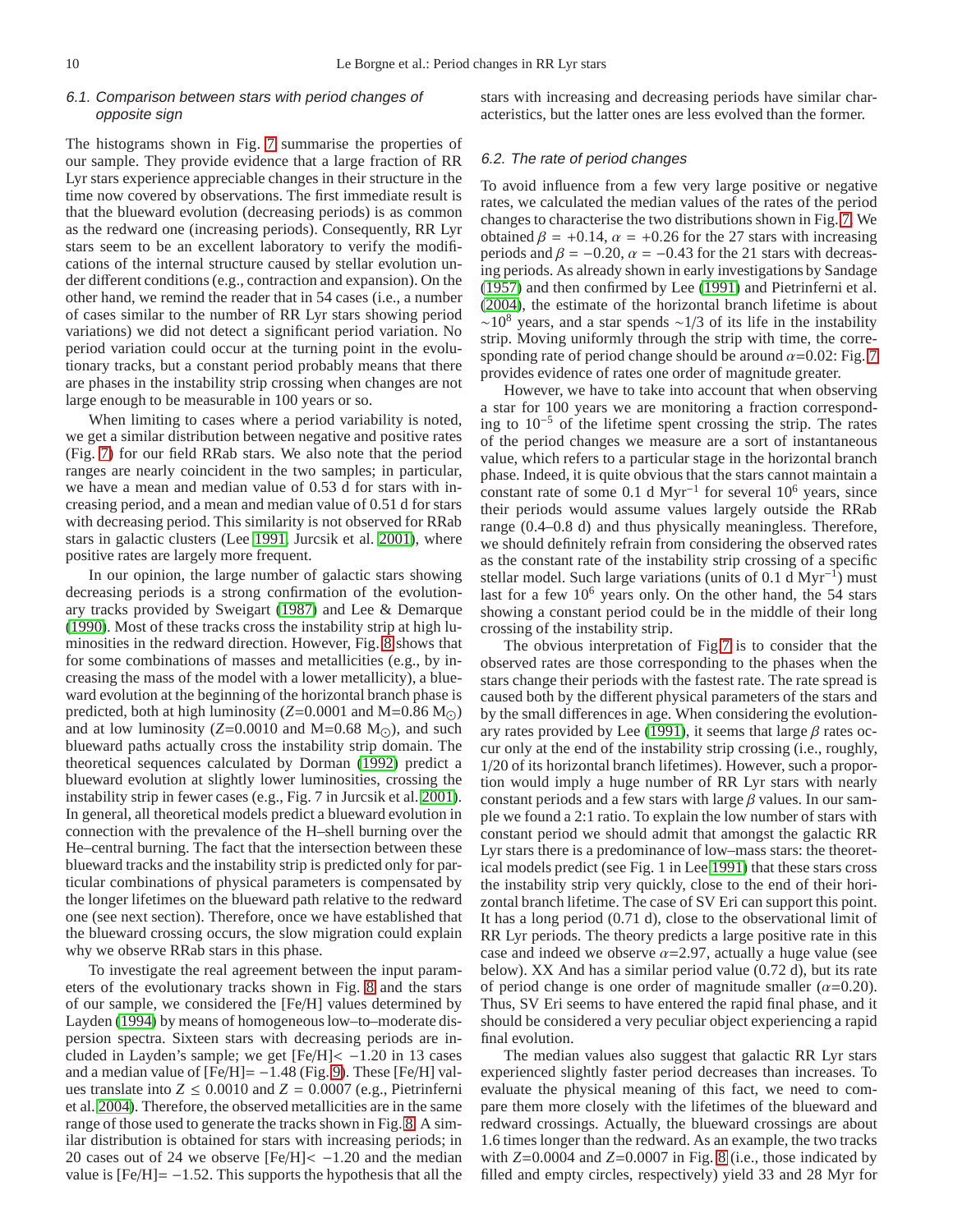### 6.1. Comparison between stars with period changes of opposite sign

The histograms shown in Fig. 7 summarise the properties of our sample. They provide evidence that a large fraction of RR Lyr stars experience appreciable changes in their structure in the time now covered by observations. The first immediate result is that the blueward evolution (decreasing periods) is as common as the redward one (increasing periods). Consequently, RR Lyr stars seem to be an excellent laboratory to verify the modifications of the internal structure caused by stellar evolution under different conditions (e.g., contraction and expansion). On the other hand, we remind the reader that in 54 cases (i.e., a number of cases similar to the number of RR Lyr stars showing period variations) we did not detect a significant period variation. No period variation could occur at the turning point in the evolutionary tracks, but a constant period probably means that there are phases in the instability strip crossing when changes are not large enough to be measurable in 100 years or so.

When limiting to cases where a period variability is noted, we get a similar distribution between negative and positive rates (Fig. 7) for our field RRab stars. We also note that the period ranges are nearly coincident in the two samples; in particular, we have a mean and median value of 0.53 d for stars with increasing period, and a mean and median value of 0.51 d for stars with decreasing period. This similarity is not observed for RRab stars in galactic clusters (Lee 1991, Jurcsik et al. 2001), where positive rates are largely more frequent.

In our opinion, the large number of galactic stars showing decreasing periods is a strong confirmation of the evolutionary tracks provided by Sweigart (1987) and Lee & Demarque (1990). Most of these tracks cross the instability strip at high luminosities in the redward direction. However, Fig. 8 shows that for some combinations of masses and metallicities (e.g., by increasing the mass of the model with a lower metallicity), a blueward evolution at the beginning of the horizontal branch phase is predicted, both at high luminosity ($Z$=0.0001 and M=0.86 $M_{\odot}$) and at low luminosity ($Z$=0.0010 and M=0.68 $M_{\odot}$), and such blueward paths actually cross the instability strip domain. The theoretical sequences calculated by Dorman (1992) predict a blueward evolution at slightly lower luminosities, crossing the instability strip in fewer cases (e.g., Fig. 7 in Jurcsik et al. 2001). In general, all theoretical models predict a blueward evolution in connection with the prevalence of the H–shell burning over the He–central burning. The fact that the intersection between these blueward tracks and the instability strip is predicted only for particular combinations of physical parameters is compensated by the longer lifetimes on the blueward path relative to the redward one (see next section). Therefore, once we have established that the blueward crossing occurs, the slow migration could explain why we observe RRab stars in this phase.

To investigate the real agreement between the input parameters of the evolutionary tracks shown in Fig. 8 and the stars of our sample, we considered the [Fe/H] values determined by Layden (1994) by means of homogeneous low–to–moderate dispersion spectra. Sixteen stars with decreasing periods are included in Layden's sample; we get [Fe/H]$< -1.20$ in 13 cases and a median value of [Fe/H]$= -1.48$ (Fig. 9). These [Fe/H] values translate into $Z \leq 0.0010$ and $Z = 0.0007$ (e.g., Pietrinferni et al. 2004). Therefore, the observed metallicities are in the same range of those used to generate the tracks shown in Fig. 8. A similar distribution is obtained for stars with increasing periods; in 20 cases out of 24 we observe [Fe/H]$< -1.20$ and the median value is [Fe/H]$= -1.52$. This supports the hypothesis that all the stars with increasing and decreasing periods have similar characteristics, but the latter ones are less evolved than the former.

### 6.2. The rate of period changes

To avoid influence from a few very large positive or negative rates, we calculated the median values of the rates of the period changes to characterise the two distributions shown in Fig. 7. We obtained $\beta = +0.14$, $\alpha = +0.26$ for the 27 stars with increasing periods and $\beta = -0.20$, $\alpha = -0.43$ for the 21 stars with decreasing periods. As already shown in early investigations by Sandage (1957) and then confirmed by Lee (1991) and Pietrinferni et al. (2004), the estimate of the horizontal branch lifetime is about $\sim 10^8$ years, and a star spends $\sim$1/3 of its life in the instability strip. Moving uniformly through the strip with time, the corresponding rate of period change should be around $\alpha$=0.02: Fig. 7 provides evidence of rates one order of magnitude greater.

However, we have to take into account that when observing a star for 100 years we are monitoring a fraction corresponding to $10^{-5}$ of the lifetime spent crossing the strip. The rates of the period changes we measure are a sort of instantaneous value, which refers to a particular stage in the horizontal branch phase. Indeed, it is quite obvious that the stars cannot maintain a constant rate of some 0.1 d Myr$^{-1}$ for several $10^6$ years, since their periods would assume values largely outside the RRab range (0.4–0.8 d) and thus physically meaningless. Therefore, we should definitely refrain from considering the observed rates as the constant rate of the instability strip crossing of a specific stellar model. Such large variations (units of 0.1 d Myr$^{-1}$) must last for a few $10^6$ years only. On the other hand, the 54 stars showing a constant period could be in the middle of their long crossing of the instability strip.

The obvious interpretation of Fig.7 is to consider that the observed rates are those corresponding to the phases when the stars change their periods with the fastest rate. The rate spread is caused both by the different physical parameters of the stars and by the small differences in age. When considering the evolutionary rates provided by Lee (1991), it seems that large $\beta$ rates occur only at the end of the instability strip crossing (i.e., roughly, 1/20 of its horizontal branch lifetimes). However, such a proportion would imply a huge number of RR Lyr stars with nearly constant periods and a few stars with large $\beta$ values. In our sample we found a 2:1 ratio. To explain the low number of stars with constant period we should admit that amongst the galactic RR Lyr stars there is a predominance of low–mass stars: the theoretical models predict (see Fig. 1 in Lee 1991) that these stars cross the instability strip very quickly, close to the end of their horizontal branch lifetime. The case of SV Eri can support this point. It has a long period (0.71 d), close to the observational limit of RR Lyr periods. The theory predicts a large positive rate in this case and indeed we observe $\alpha$=2.97, actually a huge value (see below). XX And has a similar period value (0.72 d), but its rate of period change is one order of magnitude smaller ($\alpha$=0.20). Thus, SV Eri seems to have entered the rapid final phase, and it should be considered a very peculiar object experiencing a rapid final evolution.

The median values also suggest that galactic RR Lyr stars experienced slightly faster period decreases than increases. To evaluate the physical meaning of this fact, we need to compare them more closely with the lifetimes of the blueward and redward crossings. Actually, the blueward crossings are about 1.6 times longer than the redward. As an example, the two tracks with $Z$=0.0004 and $Z$=0.0007 in Fig. 8 (i.e., those indicated by filled and empty circles, respectively) yield 33 and 28 Myr for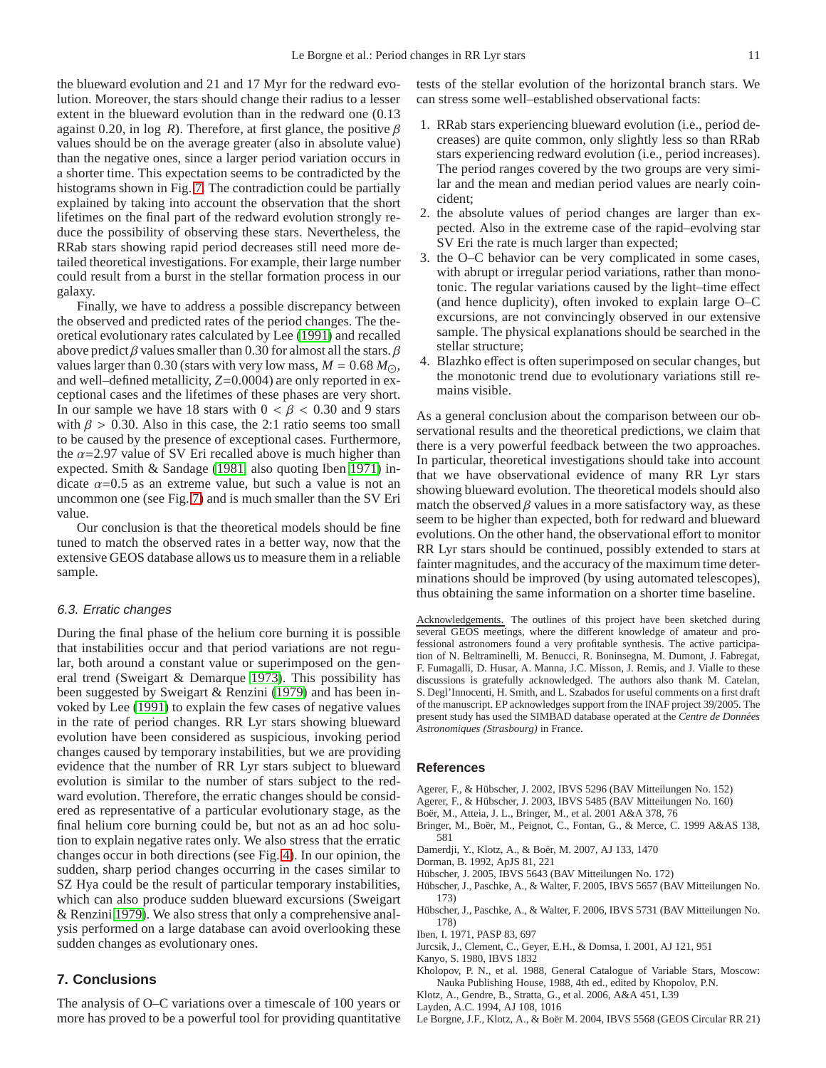the blueward evolution and 21 and 17 Myr for the redward evolution. Moreover, the stars should change their radius to a lesser extent in the blueward evolution than in the redward one (0.13 against 0.20, in log $R$). Therefore, at first glance, the positive $\beta$ values should be on the average greater (also in absolute value) than the negative ones, since a larger period variation occurs in a shorter time. This expectation seems to be contradicted by the histograms shown in Fig. 7. The contradiction could be partially explained by taking into account the observation that the short lifetimes on the final part of the redward evolution strongly reduce the possibility of observing these stars. Nevertheless, the RRab stars showing rapid period decreases still need more detailed theoretical investigations. For example, their large number could result from a burst in the stellar formation process in our galaxy.

Finally, we have to address a possible discrepancy between the observed and predicted rates of the period changes. The theoretical evolutionary rates calculated by Lee (1991) and recalled above predict $\beta$ values smaller than 0.30 for almost all the stars. $\beta$ values larger than 0.30 (stars with very low mass, $M = 0.68\ M_{\odot}$, and well–defined metallicity, $Z$=0.0004) are only reported in exceptional cases and the lifetimes of these phases are very short. In our sample we have 18 stars with $0 < \beta < 0.30$ and 9 stars with $\beta > 0.30$. Also in this case, the 2:1 ratio seems too small to be caused by the presence of exceptional cases. Furthermore, the $\alpha$=2.97 value of SV Eri recalled above is much higher than expected. Smith & Sandage (1981, also quoting Iben 1971) indicate $\alpha$=0.5 as an extreme value, but such a value is not an uncommon one (see Fig. 7) and is much smaller than the SV Eri value.

Our conclusion is that the theoretical models should be fine tuned to match the observed rates in a better way, now that the extensive GEOS database allows us to measure them in a reliable sample.

### 6.3. Erratic changes

During the final phase of the helium core burning it is possible that instabilities occur and that period variations are not regular, but both around a constant value or superimposed on the general trend (Sweigart & Demarque 1973). This possibility has been suggested by Sweigart & Renzini (1979) and has been invoked by Lee (1991) to explain the few cases of negative values in the rate of period changes. RR Lyr stars showing blueward evolution have been considered as suspicious, invoking period changes caused by temporary instabilities, but we are providing evidence that the number of RR Lyr stars subject to blueward evolution is similar to the number of stars subject to the redward evolution. Therefore, the erratic changes should be considered as representative of a particular evolutionary stage, as the final helium core burning could be, but not as an ad hoc solution to explain negative rates only. We also stress that the erratic changes occur in both directions (see Fig. 4). In our opinion, the sudden, sharp period changes occurring in the cases similar to SZ Hya could be the result of particular temporary instabilities, which can also produce sudden blueward excursions (Sweigart & Renzini 1979). We also stress that only a comprehensive analysis performed on a large database can avoid overlooking these sudden changes as evolutionary ones.

## 7. Conclusions

The analysis of O–C variations over a timescale of 100 years or more has proved to be a powerful tool for providing quantitative tests of the stellar evolution of the horizontal branch stars. We can stress some well–established observational facts:

1. RRab stars experiencing blueward evolution (i.e., period decreases) are quite common, only slightly less so than RRab stars experiencing redward evolution (i.e., period increases). The period ranges covered by the two groups are very similar and the mean and median period values are nearly coincident;
2. the absolute values of period changes are larger than expected. Also in the extreme case of the rapid–evolving star SV Eri the rate is much larger than expected;
3. the O–C behavior can be very complicated in some cases, with abrupt or irregular period variations, rather than monotonic. The regular variations caused by the light–time effect (and hence duplicity), often invoked to explain large O–C excursions, are not convincingly observed in our extensive sample. The physical explanations should be searched in the stellar structure;
4. Blazhko effect is often superimposed on secular changes, but the monotonic trend due to evolutionary variations still remains visible.

As a general conclusion about the comparison between our observational results and the theoretical predictions, we claim that there is a very powerful feedback between the two approaches. In particular, theoretical investigations should take into account that we have observational evidence of many RR Lyr stars showing blueward evolution. The theoretical models should also match the observed $\beta$ values in a more satisfactory way, as these seem to be higher than expected, both for redward and blueward evolutions. On the other hand, the observational effort to monitor RR Lyr stars should be continued, possibly extended to stars at fainter magnitudes, and the accuracy of the maximum time determinations should be improved (by using automated telescopes), thus obtaining the same information on a shorter time baseline.

Acknowledgements. The outlines of this project have been sketched during several GEOS meetings, where the different knowledge of amateur and professional astronomers found a very profitable synthesis. The active participation of N. Beltraminelli, M. Benucci, R. Boninsegna, M. Dumont, J. Fabregat, F. Fumagalli, D. Husar, A. Manna, J.C. Misson, J. Remis, and J. Vialle to these discussions is gratefully acknowledged. The authors also thank M. Catelan, S. Degl'Innocenti, H. Smith, and L. Szabados for useful comments on a first draft of the manuscript. EP acknowledges support from the INAF project 39/2005. The present study has used the SIMBAD database operated at the *Centre de Données Astronomiques (Strasbourg)* in France.

## References

- Agerer, F., & Hübscher, J. 2002, IBVS 5296 (BAV Mitteilungen No. 152)
- Agerer, F., & Hübscher, J. 2003, IBVS 5485 (BAV Mitteilungen No. 160)
- Boër, M., Atteia, J. L., Bringer, M., et al. 2001 A&A 378, 76
- Bringer, M., Boër, M., Peignot, C., Fontan, G., & Merce, C. 1999 A&AS 138, 581
- Damerdji, Y., Klotz, A., & Boër, M. 2007, AJ 133, 1470
- Dorman, B. 1992, ApJS 81, 221
- Hübscher, J. 2005, IBVS 5643 (BAV Mitteilungen No. 172)
- Hübscher, J., Paschke, A., & Walter, F. 2005, IBVS 5657 (BAV Mitteilungen No. 173)
- Hübscher, J., Paschke, A., & Walter, F. 2006, IBVS 5731 (BAV Mitteilungen No. 178)
- Iben, I. 1971, PASP 83, 697
- Jurcsik, J., Clement, C., Geyer, E.H., & Domsa, I. 2001, AJ 121, 951
- Kanyo, S. 1980, IBVS 1832
- Kholopov, P. N., et al. 1988, General Catalogue of Variable Stars, Moscow: Nauka Publishing House, 1988, 4th ed., edited by Khopolov, P.N.
- Klotz, A., Gendre, B., Stratta, G., et al. 2006, A&A 451, L39
- Layden, A.C. 1994, AJ 108, 1016
- Le Borgne, J.F., Klotz, A., & Boër M. 2004, IBVS 5568 (GEOS Circular RR 21)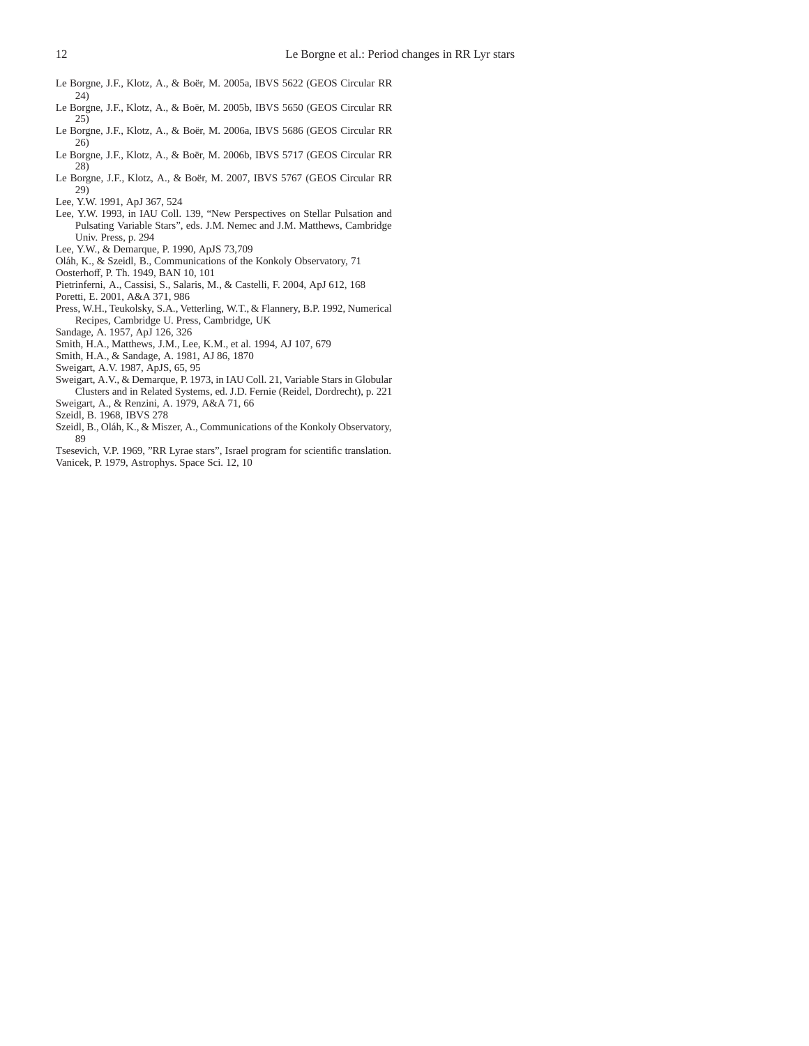Le Borgne, J.F., Klotz, A., & Boër, M. 2005a, IBVS 5622 (GEOS Circular RR 24)

Le Borgne, J.F., Klotz, A., & Boër, M. 2005b, IBVS 5650 (GEOS Circular RR 25)

Le Borgne, J.F., Klotz, A., & Boër, M. 2006a, IBVS 5686 (GEOS Circular RR 26)

Le Borgne, J.F., Klotz, A., & Boër, M. 2006b, IBVS 5717 (GEOS Circular RR 28)

Le Borgne, J.F., Klotz, A., & Boër, M. 2007, IBVS 5767 (GEOS Circular RR 29)

Lee, Y.W. 1991, ApJ 367, 524

Lee, Y.W. 1993, in IAU Coll. 139, "New Perspectives on Stellar Pulsation and Pulsating Variable Stars", eds. J.M. Nemec and J.M. Matthews, Cambridge Univ. Press, p. 294

Lee, Y.W., & Demarque, P. 1990, ApJS 73,709

Oláh, K., & Szeidl, B., Communications of the Konkoly Observatory, 71

Oosterhoff, P. Th. 1949, BAN 10, 101

Pietrinferni, A., Cassisi, S., Salaris, M., & Castelli, F. 2004, ApJ 612, 168

Poretti, E. 2001, A&A 371, 986

Press, W.H., Teukolsky, S.A., Vetterling, W.T., & Flannery, B.P. 1992, Numerical Recipes, Cambridge U. Press, Cambridge, UK

Sandage, A. 1957, ApJ 126, 326

Smith, H.A., Matthews, J.M., Lee, K.M., et al. 1994, AJ 107, 679

Smith, H.A., & Sandage, A. 1981, AJ 86, 1870

Sweigart, A.V. 1987, ApJS, 65, 95

Sweigart, A.V., & Demarque, P. 1973, in IAU Coll. 21, Variable Stars in Globular Clusters and in Related Systems, ed. J.D. Fernie (Reidel, Dordrecht), p. 221

Sweigart, A., & Renzini, A. 1979, A&A 71, 66

Szeidl, B. 1968, IBVS 278

Szeidl, B., Oláh, K., & Miszer, A., Communications of the Konkoly Observatory, 89

Tsesevich, V.P. 1969, "RR Lyrae stars", Israel program for scientific translation.

Vanicek, P. 1979, Astrophys. Space Sci. 12, 10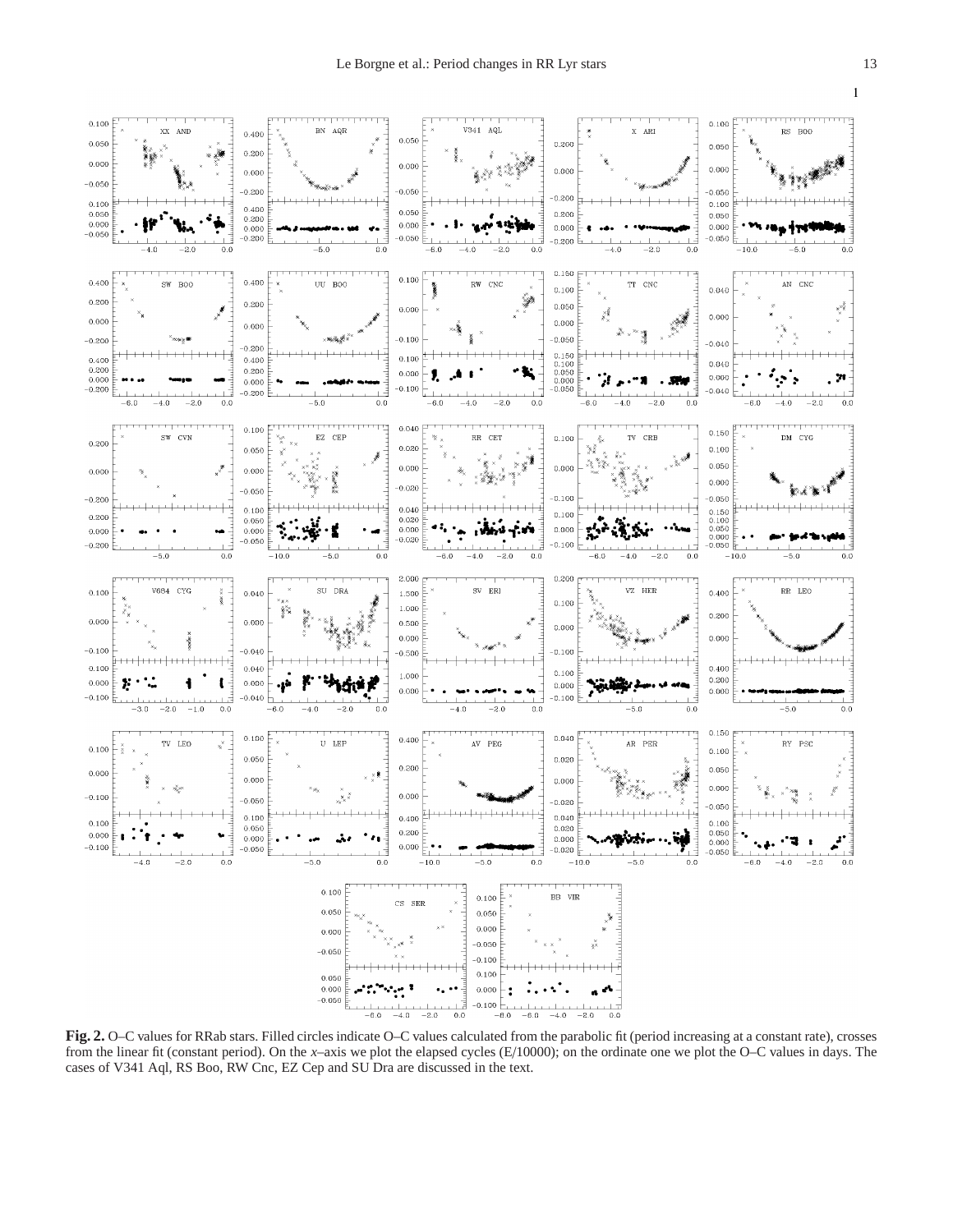**Fig. 2.** O–C values for RRab stars. Filled circles indicate O–C values calculated from the parabolic fit (period increasing at a constant rate), crosses from the linear fit (constant period). On the *x*–axis we plot the elapsed cycles (E/10000); on the ordinate one we plot the O–C values in days. The cases of V341 Aql, RS Boo, RW Cnc, EZ Cep and SU Dra are discussed in the text.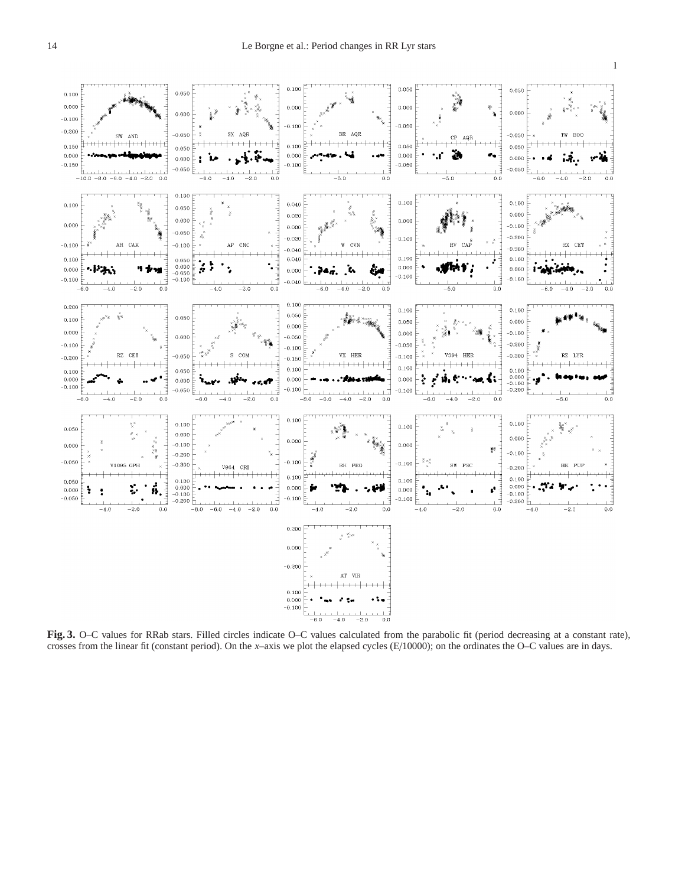**Fig. 3.** O–C values for RRab stars. Filled circles indicate O–C values calculated from the parabolic fit (period decreasing at a constant rate), crosses from the linear fit (constant period). On the *x*–axis we plot the elapsed cycles (E/10000); on the ordinates the O–C values are in days.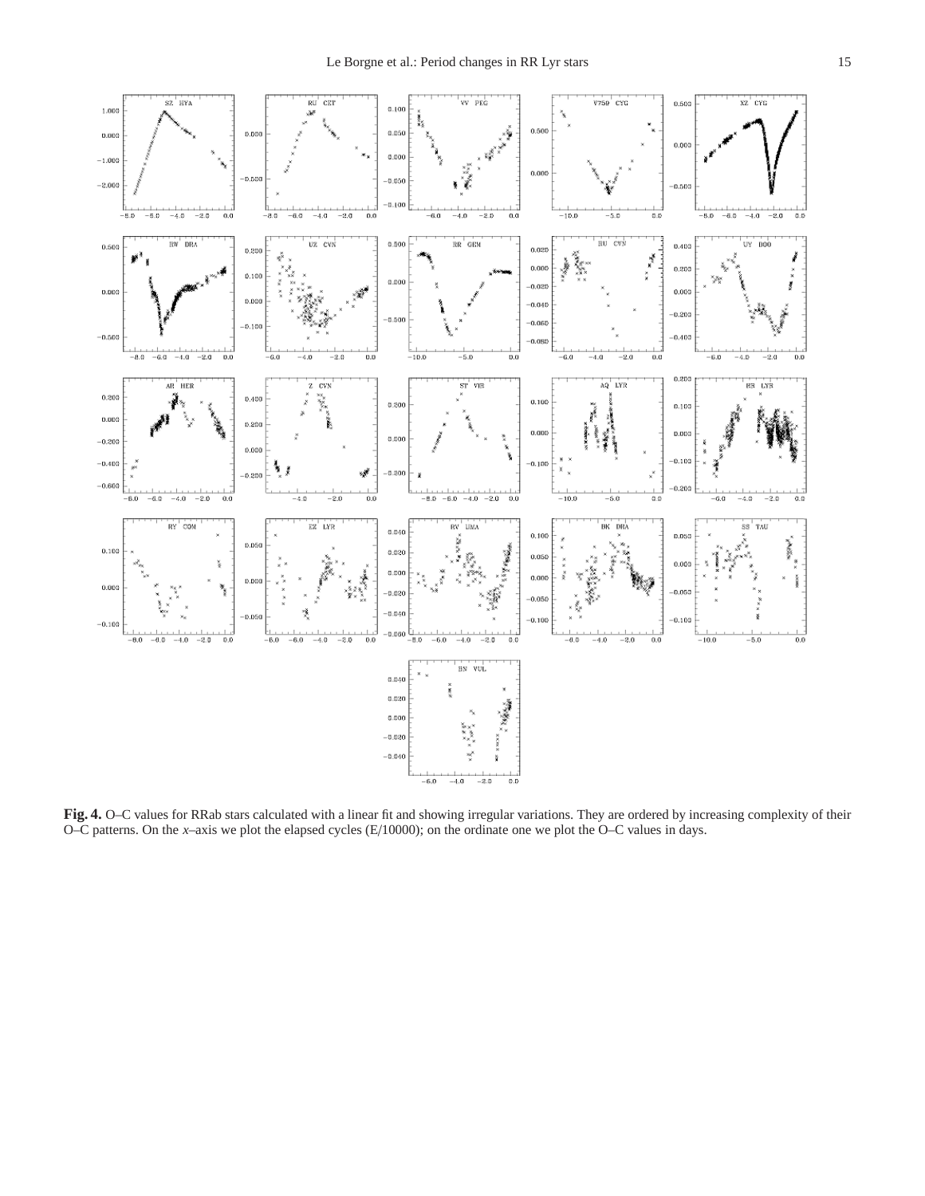SZ HYA

RU CET

VV PEG

V759 CYG

XZ CYG

BW DRA

UZ CVN

RR GEM

BU CVN

UY BOO

AR HER

Z CVN

ST VIR

AQ LYR

RR LYR

RY COM

EZ LYR

RV UMA

BK DRA

SS TAU

BN VUL

**Fig. 4.** O–C values for RRab stars calculated with a linear fit and showing irregular variations. They are ordered by increasing complexity of their O–C patterns. On the *x*–axis we plot the elapsed cycles (E/10000); on the ordinate one we plot the O–C values in days.